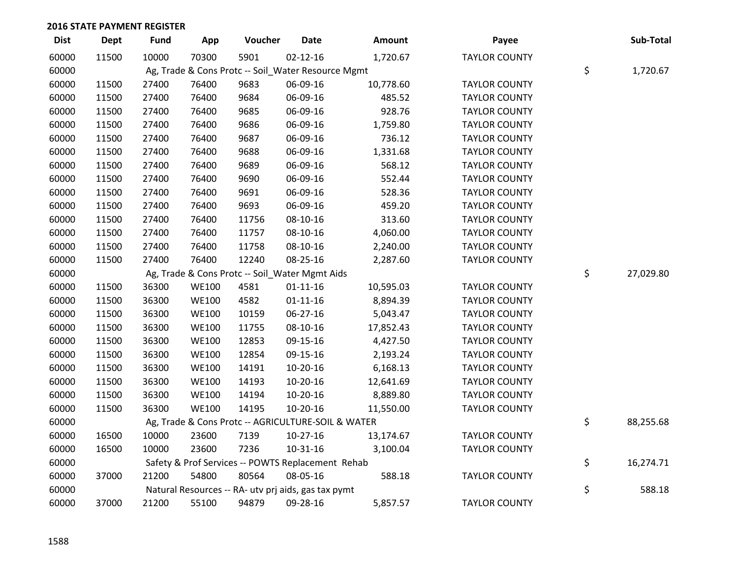## 2016 STATE PAYMENT REGISTER

| Dist | Dept | Fund | App | Voucher | Date | Amount | Payee | Sub-Total |
|---|---|---|---|---|---|---|---|---|
| 60000 | 11500 | 10000 | 70300 | 5901 | 02-12-16 | 1,720.67 | TAYLOR COUNTY | |
| 60000 | | Ag, Trade & Cons Protc -- Soil_Water Resource Mgmt | | | | | | $ 1,720.67 |
| 60000 | 11500 | 27400 | 76400 | 9683 | 06-09-16 | 10,778.60 | TAYLOR COUNTY | |
| 60000 | 11500 | 27400 | 76400 | 9684 | 06-09-16 | 485.52 | TAYLOR COUNTY | |
| 60000 | 11500 | 27400 | 76400 | 9685 | 06-09-16 | 928.76 | TAYLOR COUNTY | |
| 60000 | 11500 | 27400 | 76400 | 9686 | 06-09-16 | 1,759.80 | TAYLOR COUNTY | |
| 60000 | 11500 | 27400 | 76400 | 9687 | 06-09-16 | 736.12 | TAYLOR COUNTY | |
| 60000 | 11500 | 27400 | 76400 | 9688 | 06-09-16 | 1,331.68 | TAYLOR COUNTY | |
| 60000 | 11500 | 27400 | 76400 | 9689 | 06-09-16 | 568.12 | TAYLOR COUNTY | |
| 60000 | 11500 | 27400 | 76400 | 9690 | 06-09-16 | 552.44 | TAYLOR COUNTY | |
| 60000 | 11500 | 27400 | 76400 | 9691 | 06-09-16 | 528.36 | TAYLOR COUNTY | |
| 60000 | 11500 | 27400 | 76400 | 9693 | 06-09-16 | 459.20 | TAYLOR COUNTY | |
| 60000 | 11500 | 27400 | 76400 | 11756 | 08-10-16 | 313.60 | TAYLOR COUNTY | |
| 60000 | 11500 | 27400 | 76400 | 11757 | 08-10-16 | 4,060.00 | TAYLOR COUNTY | |
| 60000 | 11500 | 27400 | 76400 | 11758 | 08-10-16 | 2,240.00 | TAYLOR COUNTY | |
| 60000 | 11500 | 27400 | 76400 | 12240 | 08-25-16 | 2,287.60 | TAYLOR COUNTY | |
| 60000 | | Ag, Trade & Cons Protc -- Soil_Water Mgmt Aids | | | | | | $ 27,029.80 |
| 60000 | 11500 | 36300 | WE100 | 4581 | 01-11-16 | 10,595.03 | TAYLOR COUNTY | |
| 60000 | 11500 | 36300 | WE100 | 4582 | 01-11-16 | 8,894.39 | TAYLOR COUNTY | |
| 60000 | 11500 | 36300 | WE100 | 10159 | 06-27-16 | 5,043.47 | TAYLOR COUNTY | |
| 60000 | 11500 | 36300 | WE100 | 11755 | 08-10-16 | 17,852.43 | TAYLOR COUNTY | |
| 60000 | 11500 | 36300 | WE100 | 12853 | 09-15-16 | 4,427.50 | TAYLOR COUNTY | |
| 60000 | 11500 | 36300 | WE100 | 12854 | 09-15-16 | 2,193.24 | TAYLOR COUNTY | |
| 60000 | 11500 | 36300 | WE100 | 14191 | 10-20-16 | 6,168.13 | TAYLOR COUNTY | |
| 60000 | 11500 | 36300 | WE100 | 14193 | 10-20-16 | 12,641.69 | TAYLOR COUNTY | |
| 60000 | 11500 | 36300 | WE100 | 14194 | 10-20-16 | 8,889.80 | TAYLOR COUNTY | |
| 60000 | 11500 | 36300 | WE100 | 14195 | 10-20-16 | 11,550.00 | TAYLOR COUNTY | |
| 60000 | | Ag, Trade & Cons Protc -- AGRICULTURE-SOIL & WATER | | | | | | $ 88,255.68 |
| 60000 | 16500 | 10000 | 23600 | 7139 | 10-27-16 | 13,174.67 | TAYLOR COUNTY | |
| 60000 | 16500 | 10000 | 23600 | 7236 | 10-31-16 | 3,100.04 | TAYLOR COUNTY | |
| 60000 | | Safety & Prof Services -- POWTS Replacement Rehab | | | | | | $ 16,274.71 |
| 60000 | 37000 | 21200 | 54800 | 80564 | 08-05-16 | 588.18 | TAYLOR COUNTY | |
| 60000 | | Natural Resources -- RA- utv prj aids, gas tax pymt | | | | | | $ 588.18 |
| 60000 | 37000 | 21200 | 55100 | 94879 | 09-28-16 | 5,857.57 | TAYLOR COUNTY | |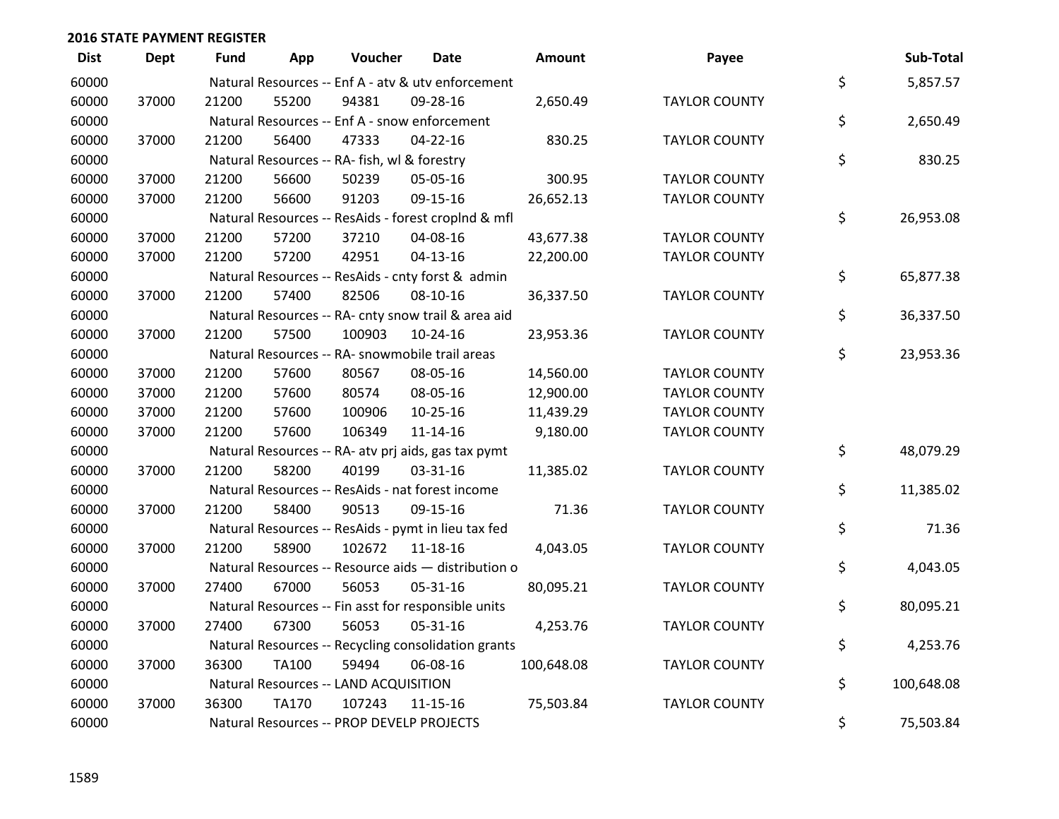## 2016 STATE PAYMENT REGISTER

| Dist | Dept | Fund | App | Voucher | Date | Amount | Payee | | Sub-Total |
|---|---|---|---|---|---|---|---|---|---|
| 60000 | | Natural Resources -- Enf A - atv & utv enforcement | | | | | | $ | 5,857.57 |
| 60000 | 37000 | 21200 | 55200 | 94381 | 09-28-16 | 2,650.49 | TAYLOR COUNTY | | |
| 60000 | | Natural Resources -- Enf A - snow enforcement | | | | | | $ | 2,650.49 |
| 60000 | 37000 | 21200 | 56400 | 47333 | 04-22-16 | 830.25 | TAYLOR COUNTY | | |
| 60000 | | Natural Resources -- RA- fish, wl & forestry | | | | | | $ | 830.25 |
| 60000 | 37000 | 21200 | 56600 | 50239 | 05-05-16 | 300.95 | TAYLOR COUNTY | | |
| 60000 | 37000 | 21200 | 56600 | 91203 | 09-15-16 | 26,652.13 | TAYLOR COUNTY | | |
| 60000 | | Natural Resources -- ResAids - forest croplnd & mfl | | | | | | $ | 26,953.08 |
| 60000 | 37000 | 21200 | 57200 | 37210 | 04-08-16 | 43,677.38 | TAYLOR COUNTY | | |
| 60000 | 37000 | 21200 | 57200 | 42951 | 04-13-16 | 22,200.00 | TAYLOR COUNTY | | |
| 60000 | | Natural Resources -- ResAids - cnty forst & admin | | | | | | $ | 65,877.38 |
| 60000 | 37000 | 21200 | 57400 | 82506 | 08-10-16 | 36,337.50 | TAYLOR COUNTY | | |
| 60000 | | Natural Resources -- RA- cnty snow trail & area aid | | | | | | $ | 36,337.50 |
| 60000 | 37000 | 21200 | 57500 | 100903 | 10-24-16 | 23,953.36 | TAYLOR COUNTY | | |
| 60000 | | Natural Resources -- RA- snowmobile trail areas | | | | | | $ | 23,953.36 |
| 60000 | 37000 | 21200 | 57600 | 80567 | 08-05-16 | 14,560.00 | TAYLOR COUNTY | | |
| 60000 | 37000 | 21200 | 57600 | 80574 | 08-05-16 | 12,900.00 | TAYLOR COUNTY | | |
| 60000 | 37000 | 21200 | 57600 | 100906 | 10-25-16 | 11,439.29 | TAYLOR COUNTY | | |
| 60000 | 37000 | 21200 | 57600 | 106349 | 11-14-16 | 9,180.00 | TAYLOR COUNTY | | |
| 60000 | | Natural Resources -- RA- atv prj aids, gas tax pymt | | | | | | $ | 48,079.29 |
| 60000 | 37000 | 21200 | 58200 | 40199 | 03-31-16 | 11,385.02 | TAYLOR COUNTY | | |
| 60000 | | Natural Resources -- ResAids - nat forest income | | | | | | $ | 11,385.02 |
| 60000 | 37000 | 21200 | 58400 | 90513 | 09-15-16 | 71.36 | TAYLOR COUNTY | | |
| 60000 | | Natural Resources -- ResAids - pymt in lieu tax fed | | | | | | $ | 71.36 |
| 60000 | 37000 | 21200 | 58900 | 102672 | 11-18-16 | 4,043.05 | TAYLOR COUNTY | | |
| 60000 | | Natural Resources -- Resource aids — distribution o | | | | | | $ | 4,043.05 |
| 60000 | 37000 | 27400 | 67000 | 56053 | 05-31-16 | 80,095.21 | TAYLOR COUNTY | | |
| 60000 | | Natural Resources -- Fin asst for responsible units | | | | | | $ | 80,095.21 |
| 60000 | 37000 | 27400 | 67300 | 56053 | 05-31-16 | 4,253.76 | TAYLOR COUNTY | | |
| 60000 | | Natural Resources -- Recycling consolidation grants | | | | | | $ | 4,253.76 |
| 60000 | 37000 | 36300 | TA100 | 59494 | 06-08-16 | 100,648.08 | TAYLOR COUNTY | | |
| 60000 | | Natural Resources -- LAND ACQUISITION | | | | | | $ | 100,648.08 |
| 60000 | 37000 | 36300 | TA170 | 107243 | 11-15-16 | 75,503.84 | TAYLOR COUNTY | | |
| 60000 | | Natural Resources -- PROP DEVELP PROJECTS | | | | | | $ | 75,503.84 |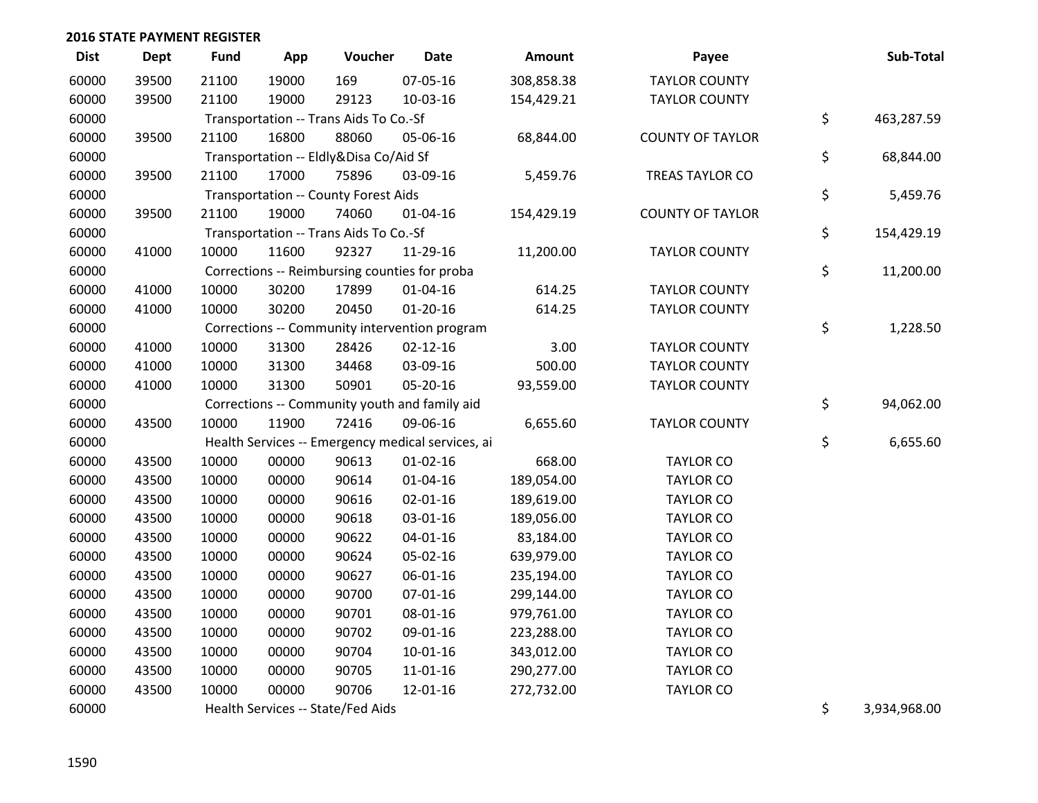## 2016 STATE PAYMENT REGISTER

| Dist | Dept | Fund | App | Voucher | Date | Amount | Payee | Sub-Total |
|---|---|---|---|---|---|---|---|---|
| 60000 | 39500 | 21100 | 19000 | 169 | 07-05-16 | 308,858.38 | TAYLOR COUNTY | |
| 60000 | 39500 | 21100 | 19000 | 29123 | 10-03-16 | 154,429.21 | TAYLOR COUNTY | |
| 60000 | | Transportation -- Trans Aids To Co.-Sf | | | | | | $ 463,287.59 |
| 60000 | 39500 | 21100 | 16800 | 88060 | 05-06-16 | 68,844.00 | COUNTY OF TAYLOR | |
| 60000 | | Transportation -- Eldly&Disa Co/Aid Sf | | | | | | $ 68,844.00 |
| 60000 | 39500 | 21100 | 17000 | 75896 | 03-09-16 | 5,459.76 | TREAS TAYLOR CO | |
| 60000 | | Transportation -- County Forest Aids | | | | | | $ 5,459.76 |
| 60000 | 39500 | 21100 | 19000 | 74060 | 01-04-16 | 154,429.19 | COUNTY OF TAYLOR | |
| 60000 | | Transportation -- Trans Aids To Co.-Sf | | | | | | $ 154,429.19 |
| 60000 | 41000 | 10000 | 11600 | 92327 | 11-29-16 | 11,200.00 | TAYLOR COUNTY | |
| 60000 | | Corrections -- Reimbursing counties for proba | | | | | | $ 11,200.00 |
| 60000 | 41000 | 10000 | 30200 | 17899 | 01-04-16 | 614.25 | TAYLOR COUNTY | |
| 60000 | 41000 | 10000 | 30200 | 20450 | 01-20-16 | 614.25 | TAYLOR COUNTY | |
| 60000 | | Corrections -- Community intervention program | | | | | | $ 1,228.50 |
| 60000 | 41000 | 10000 | 31300 | 28426 | 02-12-16 | 3.00 | TAYLOR COUNTY | |
| 60000 | 41000 | 10000 | 31300 | 34468 | 03-09-16 | 500.00 | TAYLOR COUNTY | |
| 60000 | 41000 | 10000 | 31300 | 50901 | 05-20-16 | 93,559.00 | TAYLOR COUNTY | |
| 60000 | | Corrections -- Community youth and family aid | | | | | | $ 94,062.00 |
| 60000 | 43500 | 10000 | 11900 | 72416 | 09-06-16 | 6,655.60 | TAYLOR COUNTY | |
| 60000 | | Health Services -- Emergency medical services, ai | | | | | | $ 6,655.60 |
| 60000 | 43500 | 10000 | 00000 | 90613 | 01-02-16 | 668.00 | TAYLOR CO | |
| 60000 | 43500 | 10000 | 00000 | 90614 | 01-04-16 | 189,054.00 | TAYLOR CO | |
| 60000 | 43500 | 10000 | 00000 | 90616 | 02-01-16 | 189,619.00 | TAYLOR CO | |
| 60000 | 43500 | 10000 | 00000 | 90618 | 03-01-16 | 189,056.00 | TAYLOR CO | |
| 60000 | 43500 | 10000 | 00000 | 90622 | 04-01-16 | 83,184.00 | TAYLOR CO | |
| 60000 | 43500 | 10000 | 00000 | 90624 | 05-02-16 | 639,979.00 | TAYLOR CO | |
| 60000 | 43500 | 10000 | 00000 | 90627 | 06-01-16 | 235,194.00 | TAYLOR CO | |
| 60000 | 43500 | 10000 | 00000 | 90700 | 07-01-16 | 299,144.00 | TAYLOR CO | |
| 60000 | 43500 | 10000 | 00000 | 90701 | 08-01-16 | 979,761.00 | TAYLOR CO | |
| 60000 | 43500 | 10000 | 00000 | 90702 | 09-01-16 | 223,288.00 | TAYLOR CO | |
| 60000 | 43500 | 10000 | 00000 | 90704 | 10-01-16 | 343,012.00 | TAYLOR CO | |
| 60000 | 43500 | 10000 | 00000 | 90705 | 11-01-16 | 290,277.00 | TAYLOR CO | |
| 60000 | 43500 | 10000 | 00000 | 90706 | 12-01-16 | 272,732.00 | TAYLOR CO | |
| 60000 | | Health Services -- State/Fed Aids | | | | | | $ 3,934,968.00 |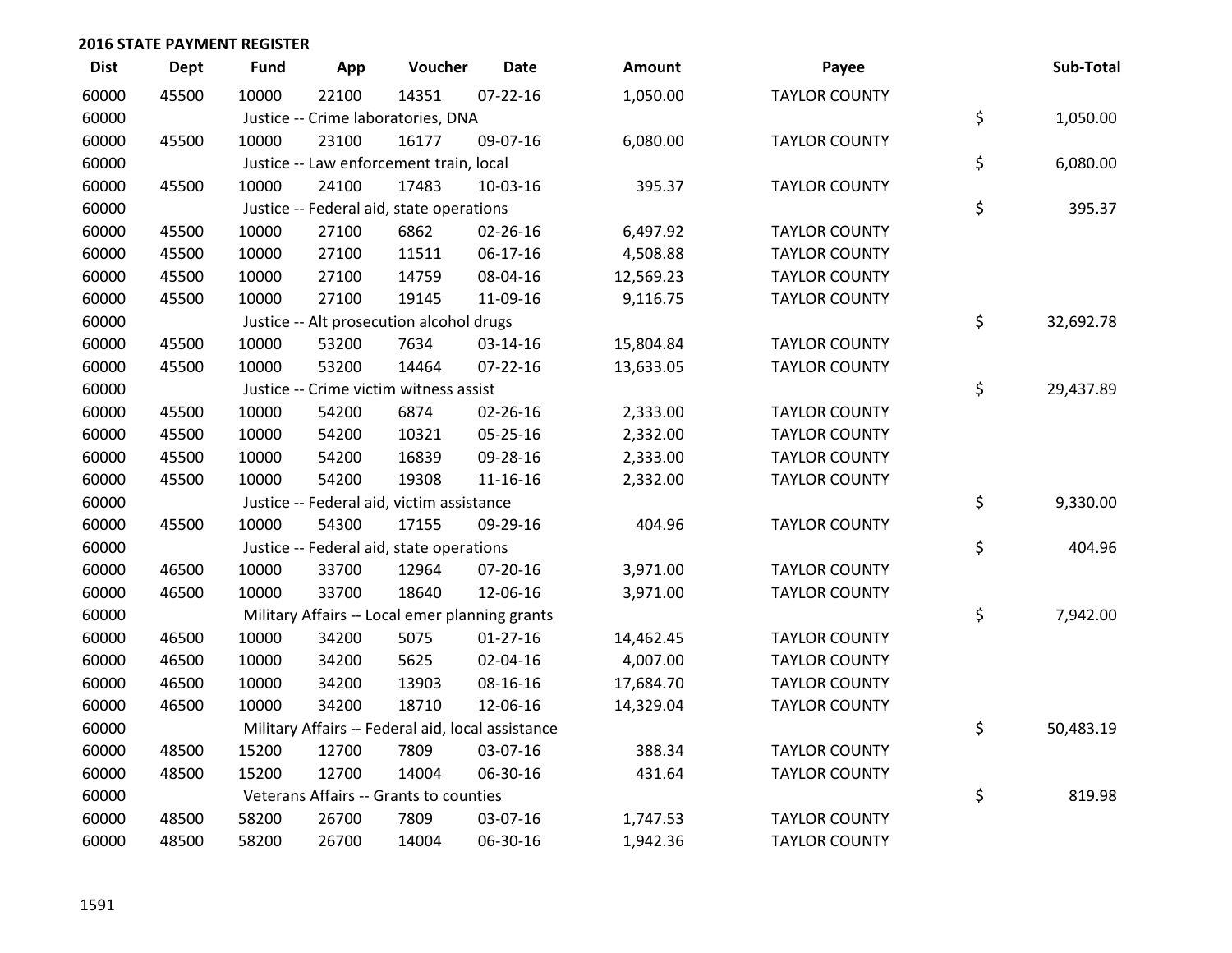## 2016 STATE PAYMENT REGISTER

| Dist | Dept | Fund | App | Voucher | Date | Amount | Payee | | Sub-Total |
|---|---|---|---|---|---|---|---|---|---|
| 60000 | 45500 | 10000 | 22100 | 14351 | 07-22-16 | 1,050.00 | TAYLOR COUNTY | | |
| 60000 | | Justice -- Crime laboratories, DNA | | | | | | $ | 1,050.00 |
| 60000 | 45500 | 10000 | 23100 | 16177 | 09-07-16 | 6,080.00 | TAYLOR COUNTY | | |
| 60000 | | Justice -- Law enforcement train, local | | | | | | $ | 6,080.00 |
| 60000 | 45500 | 10000 | 24100 | 17483 | 10-03-16 | 395.37 | TAYLOR COUNTY | | |
| 60000 | | Justice -- Federal aid, state operations | | | | | | $ | 395.37 |
| 60000 | 45500 | 10000 | 27100 | 6862 | 02-26-16 | 6,497.92 | TAYLOR COUNTY | | |
| 60000 | 45500 | 10000 | 27100 | 11511 | 06-17-16 | 4,508.88 | TAYLOR COUNTY | | |
| 60000 | 45500 | 10000 | 27100 | 14759 | 08-04-16 | 12,569.23 | TAYLOR COUNTY | | |
| 60000 | 45500 | 10000 | 27100 | 19145 | 11-09-16 | 9,116.75 | TAYLOR COUNTY | | |
| 60000 | | Justice -- Alt prosecution alcohol drugs | | | | | | $ | 32,692.78 |
| 60000 | 45500 | 10000 | 53200 | 7634 | 03-14-16 | 15,804.84 | TAYLOR COUNTY | | |
| 60000 | 45500 | 10000 | 53200 | 14464 | 07-22-16 | 13,633.05 | TAYLOR COUNTY | | |
| 60000 | | Justice -- Crime victim witness assist | | | | | | $ | 29,437.89 |
| 60000 | 45500 | 10000 | 54200 | 6874 | 02-26-16 | 2,333.00 | TAYLOR COUNTY | | |
| 60000 | 45500 | 10000 | 54200 | 10321 | 05-25-16 | 2,332.00 | TAYLOR COUNTY | | |
| 60000 | 45500 | 10000 | 54200 | 16839 | 09-28-16 | 2,333.00 | TAYLOR COUNTY | | |
| 60000 | 45500 | 10000 | 54200 | 19308 | 11-16-16 | 2,332.00 | TAYLOR COUNTY | | |
| 60000 | | Justice -- Federal aid, victim assistance | | | | | | $ | 9,330.00 |
| 60000 | 45500 | 10000 | 54300 | 17155 | 09-29-16 | 404.96 | TAYLOR COUNTY | | |
| 60000 | | Justice -- Federal aid, state operations | | | | | | $ | 404.96 |
| 60000 | 46500 | 10000 | 33700 | 12964 | 07-20-16 | 3,971.00 | TAYLOR COUNTY | | |
| 60000 | 46500 | 10000 | 33700 | 18640 | 12-06-16 | 3,971.00 | TAYLOR COUNTY | | |
| 60000 | | Military Affairs -- Local emer planning grants | | | | | | $ | 7,942.00 |
| 60000 | 46500 | 10000 | 34200 | 5075 | 01-27-16 | 14,462.45 | TAYLOR COUNTY | | |
| 60000 | 46500 | 10000 | 34200 | 5625 | 02-04-16 | 4,007.00 | TAYLOR COUNTY | | |
| 60000 | 46500 | 10000 | 34200 | 13903 | 08-16-16 | 17,684.70 | TAYLOR COUNTY | | |
| 60000 | 46500 | 10000 | 34200 | 18710 | 12-06-16 | 14,329.04 | TAYLOR COUNTY | | |
| 60000 | | Military Affairs -- Federal aid, local assistance | | | | | | $ | 50,483.19 |
| 60000 | 48500 | 15200 | 12700 | 7809 | 03-07-16 | 388.34 | TAYLOR COUNTY | | |
| 60000 | 48500 | 15200 | 12700 | 14004 | 06-30-16 | 431.64 | TAYLOR COUNTY | | |
| 60000 | | Veterans Affairs -- Grants to counties | | | | | | $ | 819.98 |
| 60000 | 48500 | 58200 | 26700 | 7809 | 03-07-16 | 1,747.53 | TAYLOR COUNTY | | |
| 60000 | 48500 | 58200 | 26700 | 14004 | 06-30-16 | 1,942.36 | TAYLOR COUNTY | | |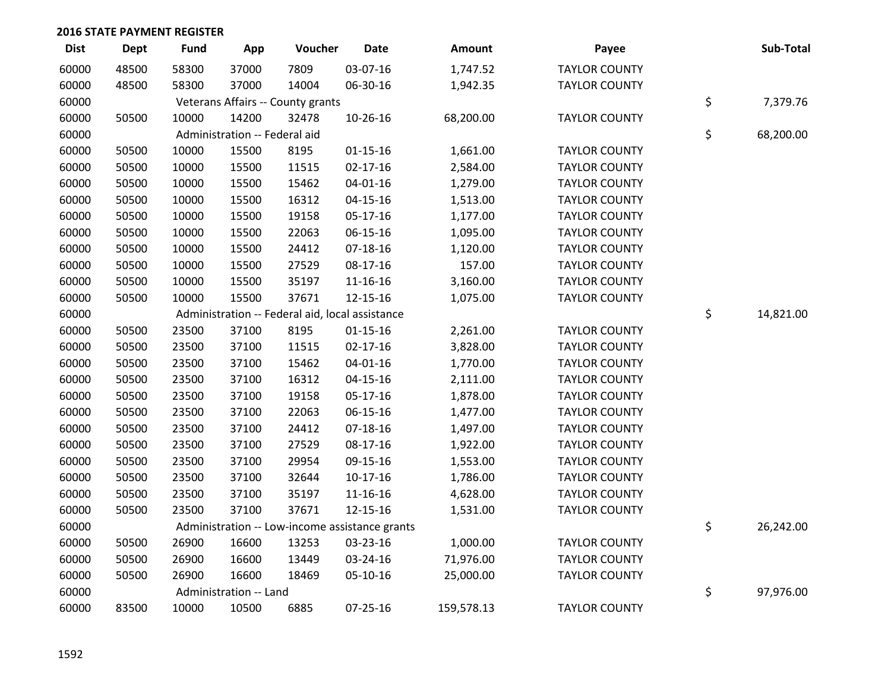## 2016 STATE PAYMENT REGISTER

| Dist | Dept | Fund | App | Voucher | Date | Amount | Payee | Sub-Total |
|---|---|---|---|---|---|---|---|---|
| 60000 | 48500 | 58300 | 37000 | 7809 | 03-07-16 | 1,747.52 | TAYLOR COUNTY | |
| 60000 | 48500 | 58300 | 37000 | 14004 | 06-30-16 | 1,942.35 | TAYLOR COUNTY | |
| 60000 | | Veterans Affairs -- County grants | | | | | | $ 7,379.76 |
| 60000 | 50500 | 10000 | 14200 | 32478 | 10-26-16 | 68,200.00 | TAYLOR COUNTY | |
| 60000 | | Administration -- Federal aid | | | | | | $ 68,200.00 |
| 60000 | 50500 | 10000 | 15500 | 8195 | 01-15-16 | 1,661.00 | TAYLOR COUNTY | |
| 60000 | 50500 | 10000 | 15500 | 11515 | 02-17-16 | 2,584.00 | TAYLOR COUNTY | |
| 60000 | 50500 | 10000 | 15500 | 15462 | 04-01-16 | 1,279.00 | TAYLOR COUNTY | |
| 60000 | 50500 | 10000 | 15500 | 16312 | 04-15-16 | 1,513.00 | TAYLOR COUNTY | |
| 60000 | 50500 | 10000 | 15500 | 19158 | 05-17-16 | 1,177.00 | TAYLOR COUNTY | |
| 60000 | 50500 | 10000 | 15500 | 22063 | 06-15-16 | 1,095.00 | TAYLOR COUNTY | |
| 60000 | 50500 | 10000 | 15500 | 24412 | 07-18-16 | 1,120.00 | TAYLOR COUNTY | |
| 60000 | 50500 | 10000 | 15500 | 27529 | 08-17-16 | 157.00 | TAYLOR COUNTY | |
| 60000 | 50500 | 10000 | 15500 | 35197 | 11-16-16 | 3,160.00 | TAYLOR COUNTY | |
| 60000 | 50500 | 10000 | 15500 | 37671 | 12-15-16 | 1,075.00 | TAYLOR COUNTY | |
| 60000 | | Administration -- Federal aid, local assistance | | | | | | $ 14,821.00 |
| 60000 | 50500 | 23500 | 37100 | 8195 | 01-15-16 | 2,261.00 | TAYLOR COUNTY | |
| 60000 | 50500 | 23500 | 37100 | 11515 | 02-17-16 | 3,828.00 | TAYLOR COUNTY | |
| 60000 | 50500 | 23500 | 37100 | 15462 | 04-01-16 | 1,770.00 | TAYLOR COUNTY | |
| 60000 | 50500 | 23500 | 37100 | 16312 | 04-15-16 | 2,111.00 | TAYLOR COUNTY | |
| 60000 | 50500 | 23500 | 37100 | 19158 | 05-17-16 | 1,878.00 | TAYLOR COUNTY | |
| 60000 | 50500 | 23500 | 37100 | 22063 | 06-15-16 | 1,477.00 | TAYLOR COUNTY | |
| 60000 | 50500 | 23500 | 37100 | 24412 | 07-18-16 | 1,497.00 | TAYLOR COUNTY | |
| 60000 | 50500 | 23500 | 37100 | 27529 | 08-17-16 | 1,922.00 | TAYLOR COUNTY | |
| 60000 | 50500 | 23500 | 37100 | 29954 | 09-15-16 | 1,553.00 | TAYLOR COUNTY | |
| 60000 | 50500 | 23500 | 37100 | 32644 | 10-17-16 | 1,786.00 | TAYLOR COUNTY | |
| 60000 | 50500 | 23500 | 37100 | 35197 | 11-16-16 | 4,628.00 | TAYLOR COUNTY | |
| 60000 | 50500 | 23500 | 37100 | 37671 | 12-15-16 | 1,531.00 | TAYLOR COUNTY | |
| 60000 | | Administration -- Low-income assistance grants | | | | | | $ 26,242.00 |
| 60000 | 50500 | 26900 | 16600 | 13253 | 03-23-16 | 1,000.00 | TAYLOR COUNTY | |
| 60000 | 50500 | 26900 | 16600 | 13449 | 03-24-16 | 71,976.00 | TAYLOR COUNTY | |
| 60000 | 50500 | 26900 | 16600 | 18469 | 05-10-16 | 25,000.00 | TAYLOR COUNTY | |
| 60000 | | Administration -- Land | | | | | | $ 97,976.00 |
| 60000 | 83500 | 10000 | 10500 | 6885 | 07-25-16 | 159,578.13 | TAYLOR COUNTY | |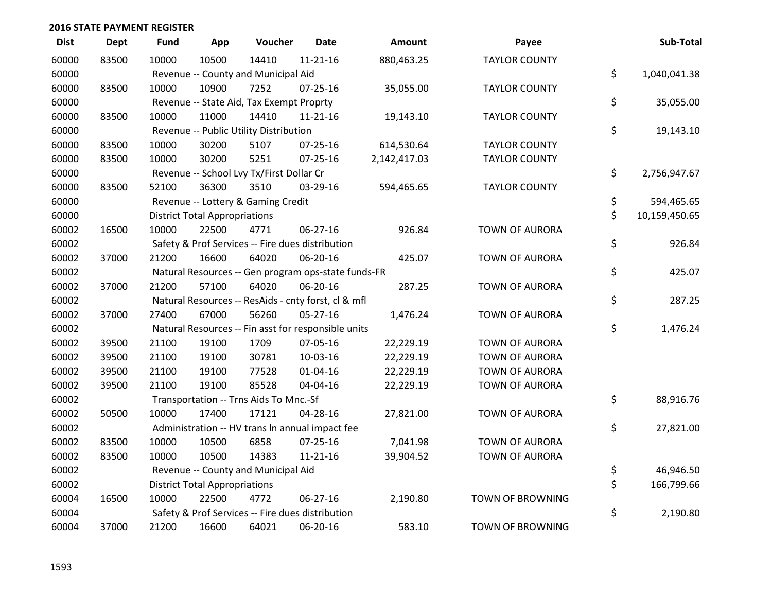## 2016 STATE PAYMENT REGISTER

| Dist | Dept | Fund | App | Voucher | Date | Amount | Payee | Sub-Total |
|---|---|---|---|---|---|---|---|---|
| 60000 | 83500 | 10000 | 10500 | 14410 | 11-21-16 | 880,463.25 | TAYLOR COUNTY | |
| 60000 | | Revenue -- County and Municipal Aid | | | | | | $ 1,040,041.38 |
| 60000 | 83500 | 10000 | 10900 | 7252 | 07-25-16 | 35,055.00 | TAYLOR COUNTY | |
| 60000 | | Revenue -- State Aid, Tax Exempt Proprty | | | | | | $ 35,055.00 |
| 60000 | 83500 | 10000 | 11000 | 14410 | 11-21-16 | 19,143.10 | TAYLOR COUNTY | |
| 60000 | | Revenue -- Public Utility Distribution | | | | | | $ 19,143.10 |
| 60000 | 83500 | 10000 | 30200 | 5107 | 07-25-16 | 614,530.64 | TAYLOR COUNTY | |
| 60000 | 83500 | 10000 | 30200 | 5251 | 07-25-16 | 2,142,417.03 | TAYLOR COUNTY | |
| 60000 | | Revenue -- School Lvy Tx/First Dollar Cr | | | | | | $ 2,756,947.67 |
| 60000 | 83500 | 52100 | 36300 | 3510 | 03-29-16 | 594,465.65 | TAYLOR COUNTY | |
| 60000 | | Revenue -- Lottery & Gaming Credit | | | | | | $ 594,465.65 |
| 60000 | | District Total Appropriations | | | | | | $ 10,159,450.65 |
| 60002 | 16500 | 10000 | 22500 | 4771 | 06-27-16 | 926.84 | TOWN OF AURORA | |
| 60002 | | Safety & Prof Services -- Fire dues distribution | | | | | | $ 926.84 |
| 60002 | 37000 | 21200 | 16600 | 64020 | 06-20-16 | 425.07 | TOWN OF AURORA | |
| 60002 | | Natural Resources -- Gen program ops-state funds-FR | | | | | | $ 425.07 |
| 60002 | 37000 | 21200 | 57100 | 64020 | 06-20-16 | 287.25 | TOWN OF AURORA | |
| 60002 | | Natural Resources -- ResAids - cnty forst, cl & mfl | | | | | | $ 287.25 |
| 60002 | 37000 | 27400 | 67000 | 56260 | 05-27-16 | 1,476.24 | TOWN OF AURORA | |
| 60002 | | Natural Resources -- Fin asst for responsible units | | | | | | $ 1,476.24 |
| 60002 | 39500 | 21100 | 19100 | 1709 | 07-05-16 | 22,229.19 | TOWN OF AURORA | |
| 60002 | 39500 | 21100 | 19100 | 30781 | 10-03-16 | 22,229.19 | TOWN OF AURORA | |
| 60002 | 39500 | 21100 | 19100 | 77528 | 01-04-16 | 22,229.19 | TOWN OF AURORA | |
| 60002 | 39500 | 21100 | 19100 | 85528 | 04-04-16 | 22,229.19 | TOWN OF AURORA | |
| 60002 | | Transportation -- Trns Aids To Mnc.-Sf | | | | | | $ 88,916.76 |
| 60002 | 50500 | 10000 | 17400 | 17121 | 04-28-16 | 27,821.00 | TOWN OF AURORA | |
| 60002 | | Administration -- HV trans ln annual impact fee | | | | | | $ 27,821.00 |
| 60002 | 83500 | 10000 | 10500 | 6858 | 07-25-16 | 7,041.98 | TOWN OF AURORA | |
| 60002 | 83500 | 10000 | 10500 | 14383 | 11-21-16 | 39,904.52 | TOWN OF AURORA | |
| 60002 | | Revenue -- County and Municipal Aid | | | | | | $ 46,946.50 |
| 60002 | | District Total Appropriations | | | | | | $ 166,799.66 |
| 60004 | 16500 | 10000 | 22500 | 4772 | 06-27-16 | 2,190.80 | TOWN OF BROWNING | |
| 60004 | | Safety & Prof Services -- Fire dues distribution | | | | | | $ 2,190.80 |
| 60004 | 37000 | 21200 | 16600 | 64021 | 06-20-16 | 583.10 | TOWN OF BROWNING | |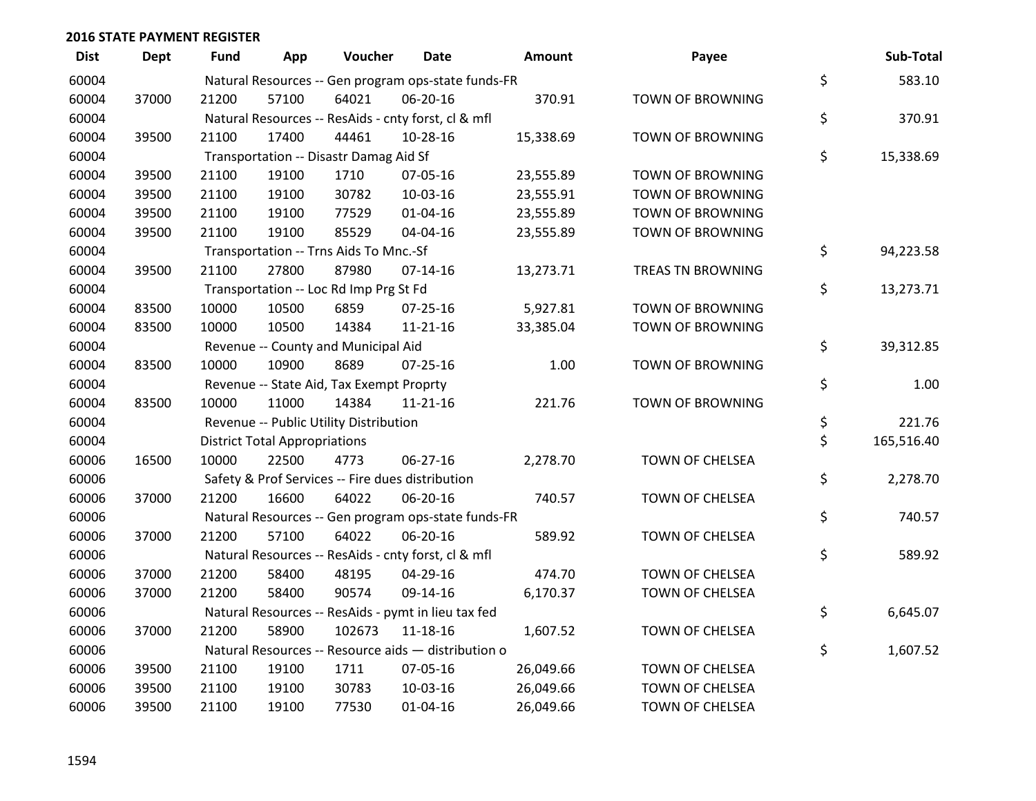## 2016 STATE PAYMENT REGISTER

| Dist | Dept | Fund | App | Voucher | Date | Amount | Payee | Sub-Total |
|---|---|---|---|---|---|---|---|---|
| 60004 | | Natural Resources -- Gen program ops-state funds-FR | | | | | | $ 583.10 |
| 60004 | 37000 | 21200 | 57100 | 64021 | 06-20-16 | 370.91 | TOWN OF BROWNING | |
| 60004 | | Natural Resources -- ResAids - cnty forst, cl & mfl | | | | | | $ 370.91 |
| 60004 | 39500 | 21100 | 17400 | 44461 | 10-28-16 | 15,338.69 | TOWN OF BROWNING | |
| 60004 | | Transportation -- Disastr Damag Aid Sf | | | | | | $ 15,338.69 |
| 60004 | 39500 | 21100 | 19100 | 1710 | 07-05-16 | 23,555.89 | TOWN OF BROWNING | |
| 60004 | 39500 | 21100 | 19100 | 30782 | 10-03-16 | 23,555.91 | TOWN OF BROWNING | |
| 60004 | 39500 | 21100 | 19100 | 77529 | 01-04-16 | 23,555.89 | TOWN OF BROWNING | |
| 60004 | 39500 | 21100 | 19100 | 85529 | 04-04-16 | 23,555.89 | TOWN OF BROWNING | |
| 60004 | | Transportation -- Trns Aids To Mnc.-Sf | | | | | | $ 94,223.58 |
| 60004 | 39500 | 21100 | 27800 | 87980 | 07-14-16 | 13,273.71 | TREAS TN BROWNING | |
| 60004 | | Transportation -- Loc Rd Imp Prg St Fd | | | | | | $ 13,273.71 |
| 60004 | 83500 | 10000 | 10500 | 6859 | 07-25-16 | 5,927.81 | TOWN OF BROWNING | |
| 60004 | 83500 | 10000 | 10500 | 14384 | 11-21-16 | 33,385.04 | TOWN OF BROWNING | |
| 60004 | | Revenue -- County and Municipal Aid | | | | | | $ 39,312.85 |
| 60004 | 83500 | 10000 | 10900 | 8689 | 07-25-16 | 1.00 | TOWN OF BROWNING | |
| 60004 | | Revenue -- State Aid, Tax Exempt Proprty | | | | | | $ 1.00 |
| 60004 | 83500 | 10000 | 11000 | 14384 | 11-21-16 | 221.76 | TOWN OF BROWNING | |
| 60004 | | Revenue -- Public Utility Distribution | | | | | | $ 221.76 |
| 60004 | | District Total Appropriations | | | | | | $ 165,516.40 |
| 60006 | 16500 | 10000 | 22500 | 4773 | 06-27-16 | 2,278.70 | TOWN OF CHELSEA | |
| 60006 | | Safety & Prof Services -- Fire dues distribution | | | | | | $ 2,278.70 |
| 60006 | 37000 | 21200 | 16600 | 64022 | 06-20-16 | 740.57 | TOWN OF CHELSEA | |
| 60006 | | Natural Resources -- Gen program ops-state funds-FR | | | | | | $ 740.57 |
| 60006 | 37000 | 21200 | 57100 | 64022 | 06-20-16 | 589.92 | TOWN OF CHELSEA | |
| 60006 | | Natural Resources -- ResAids - cnty forst, cl & mfl | | | | | | $ 589.92 |
| 60006 | 37000 | 21200 | 58400 | 48195 | 04-29-16 | 474.70 | TOWN OF CHELSEA | |
| 60006 | 37000 | 21200 | 58400 | 90574 | 09-14-16 | 6,170.37 | TOWN OF CHELSEA | |
| 60006 | | Natural Resources -- ResAids - pymt in lieu tax fed | | | | | | $ 6,645.07 |
| 60006 | 37000 | 21200 | 58900 | 102673 | 11-18-16 | 1,607.52 | TOWN OF CHELSEA | |
| 60006 | | Natural Resources -- Resource aids — distribution o | | | | | | $ 1,607.52 |
| 60006 | 39500 | 21100 | 19100 | 1711 | 07-05-16 | 26,049.66 | TOWN OF CHELSEA | |
| 60006 | 39500 | 21100 | 19100 | 30783 | 10-03-16 | 26,049.66 | TOWN OF CHELSEA | |
| 60006 | 39500 | 21100 | 19100 | 77530 | 01-04-16 | 26,049.66 | TOWN OF CHELSEA | |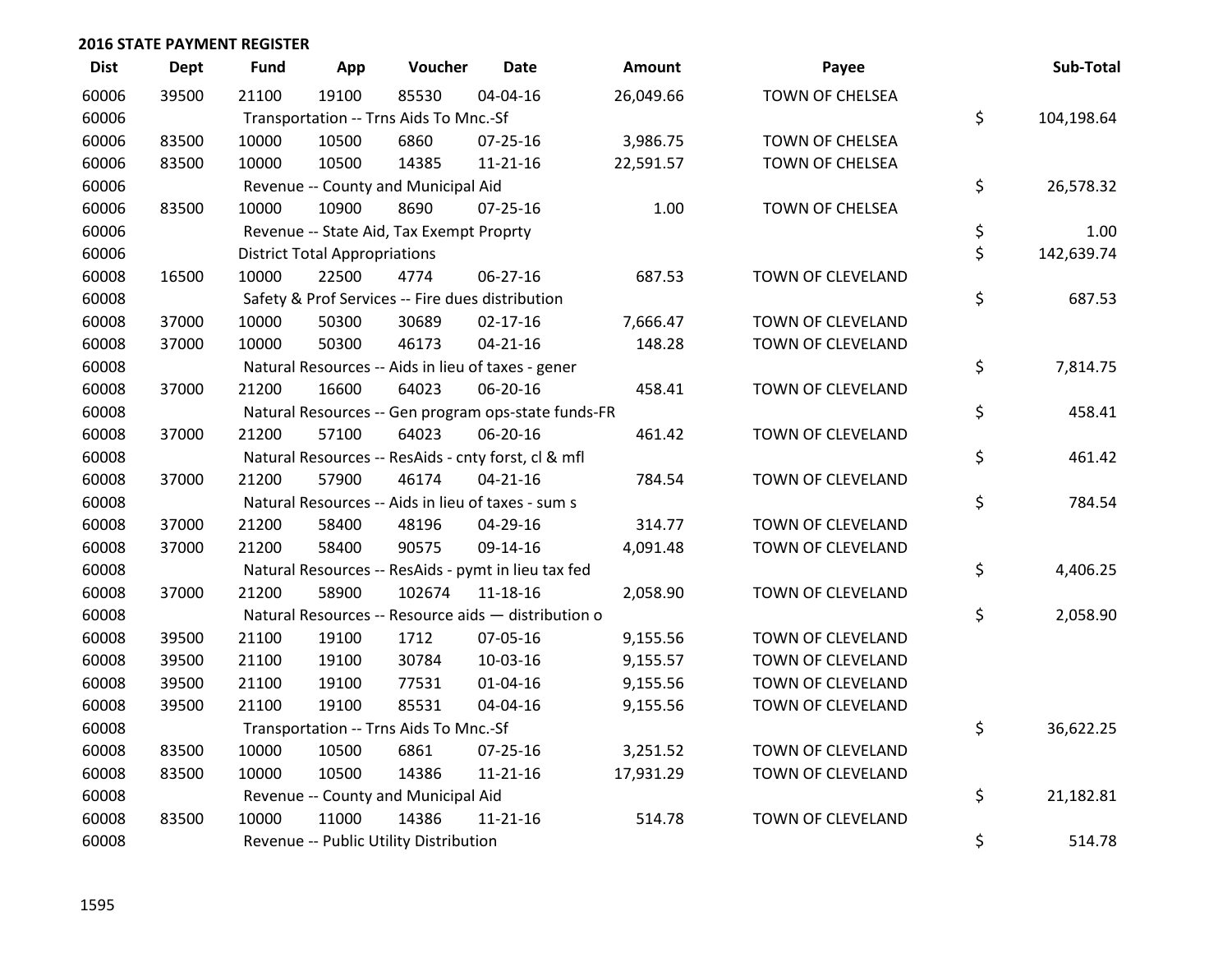## 2016 STATE PAYMENT REGISTER

| Dist | Dept | Fund | App | Voucher | Date | Amount | Payee | Sub-Total |
|---|---|---|---|---|---|---|---|---|
| 60006 | 39500 | 21100 | 19100 | 85530 | 04-04-16 | 26,049.66 | TOWN OF CHELSEA | |
| 60006 | | Transportation -- Trns Aids To Mnc.-Sf | | | | | | $ 104,198.64 |
| 60006 | 83500 | 10000 | 10500 | 6860 | 07-25-16 | 3,986.75 | TOWN OF CHELSEA | |
| 60006 | 83500 | 10000 | 10500 | 14385 | 11-21-16 | 22,591.57 | TOWN OF CHELSEA | |
| 60006 | | Revenue -- County and Municipal Aid | | | | | | $ 26,578.32 |
| 60006 | 83500 | 10000 | 10900 | 8690 | 07-25-16 | 1.00 | TOWN OF CHELSEA | |
| 60006 | | Revenue -- State Aid, Tax Exempt Proprty | | | | | | $ 1.00 |
| 60006 | | District Total Appropriations | | | | | | $ 142,639.74 |
| 60008 | 16500 | 10000 | 22500 | 4774 | 06-27-16 | 687.53 | TOWN OF CLEVELAND | |
| 60008 | | Safety & Prof Services -- Fire dues distribution | | | | | | $ 687.53 |
| 60008 | 37000 | 10000 | 50300 | 30689 | 02-17-16 | 7,666.47 | TOWN OF CLEVELAND | |
| 60008 | 37000 | 10000 | 50300 | 46173 | 04-21-16 | 148.28 | TOWN OF CLEVELAND | |
| 60008 | | Natural Resources -- Aids in lieu of taxes - gener | | | | | | $ 7,814.75 |
| 60008 | 37000 | 21200 | 16600 | 64023 | 06-20-16 | 458.41 | TOWN OF CLEVELAND | |
| 60008 | | Natural Resources -- Gen program ops-state funds-FR | | | | | | $ 458.41 |
| 60008 | 37000 | 21200 | 57100 | 64023 | 06-20-16 | 461.42 | TOWN OF CLEVELAND | |
| 60008 | | Natural Resources -- ResAids - cnty forst, cl & mfl | | | | | | $ 461.42 |
| 60008 | 37000 | 21200 | 57900 | 46174 | 04-21-16 | 784.54 | TOWN OF CLEVELAND | |
| 60008 | | Natural Resources -- Aids in lieu of taxes - sum s | | | | | | $ 784.54 |
| 60008 | 37000 | 21200 | 58400 | 48196 | 04-29-16 | 314.77 | TOWN OF CLEVELAND | |
| 60008 | 37000 | 21200 | 58400 | 90575 | 09-14-16 | 4,091.48 | TOWN OF CLEVELAND | |
| 60008 | | Natural Resources -- ResAids - pymt in lieu tax fed | | | | | | $ 4,406.25 |
| 60008 | 37000 | 21200 | 58900 | 102674 | 11-18-16 | 2,058.90 | TOWN OF CLEVELAND | |
| 60008 | | Natural Resources -- Resource aids — distribution o | | | | | | $ 2,058.90 |
| 60008 | 39500 | 21100 | 19100 | 1712 | 07-05-16 | 9,155.56 | TOWN OF CLEVELAND | |
| 60008 | 39500 | 21100 | 19100 | 30784 | 10-03-16 | 9,155.57 | TOWN OF CLEVELAND | |
| 60008 | 39500 | 21100 | 19100 | 77531 | 01-04-16 | 9,155.56 | TOWN OF CLEVELAND | |
| 60008 | 39500 | 21100 | 19100 | 85531 | 04-04-16 | 9,155.56 | TOWN OF CLEVELAND | |
| 60008 | | Transportation -- Trns Aids To Mnc.-Sf | | | | | | $ 36,622.25 |
| 60008 | 83500 | 10000 | 10500 | 6861 | 07-25-16 | 3,251.52 | TOWN OF CLEVELAND | |
| 60008 | 83500 | 10000 | 10500 | 14386 | 11-21-16 | 17,931.29 | TOWN OF CLEVELAND | |
| 60008 | | Revenue -- County and Municipal Aid | | | | | | $ 21,182.81 |
| 60008 | 83500 | 10000 | 11000 | 14386 | 11-21-16 | 514.78 | TOWN OF CLEVELAND | |
| 60008 | | Revenue -- Public Utility Distribution | | | | | | $ 514.78 |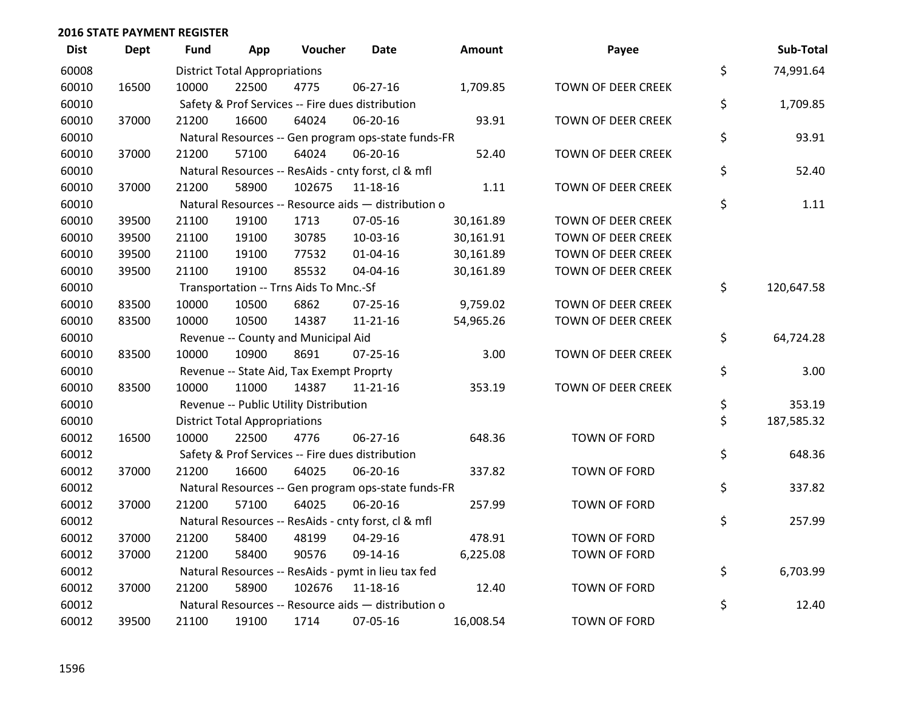**2016 STATE PAYMENT REGISTER**

| Dist | Dept | Fund | App | Voucher | Date | Amount | Payee | | Sub-Total |
|---|---|---|---|---|---|---|---|---|---|
| 60008 | | District Total Appropriations | | | | | | $ | 74,991.64 |
| 60010 | 16500 | 10000 | 22500 | 4775 | 06-27-16 | 1,709.85 | TOWN OF DEER CREEK | | |
| 60010 | | Safety & Prof Services -- Fire dues distribution | | | | | | $ | 1,709.85 |
| 60010 | 37000 | 21200 | 16600 | 64024 | 06-20-16 | 93.91 | TOWN OF DEER CREEK | | |
| 60010 | | Natural Resources -- Gen program ops-state funds-FR | | | | | | $ | 93.91 |
| 60010 | 37000 | 21200 | 57100 | 64024 | 06-20-16 | 52.40 | TOWN OF DEER CREEK | | |
| 60010 | | Natural Resources -- ResAids - cnty forst, cl & mfl | | | | | | $ | 52.40 |
| 60010 | 37000 | 21200 | 58900 | 102675 | 11-18-16 | 1.11 | TOWN OF DEER CREEK | | |
| 60010 | | Natural Resources -- Resource aids — distribution o | | | | | | $ | 1.11 |
| 60010 | 39500 | 21100 | 19100 | 1713 | 07-05-16 | 30,161.89 | TOWN OF DEER CREEK | | |
| 60010 | 39500 | 21100 | 19100 | 30785 | 10-03-16 | 30,161.91 | TOWN OF DEER CREEK | | |
| 60010 | 39500 | 21100 | 19100 | 77532 | 01-04-16 | 30,161.89 | TOWN OF DEER CREEK | | |
| 60010 | 39500 | 21100 | 19100 | 85532 | 04-04-16 | 30,161.89 | TOWN OF DEER CREEK | | |
| 60010 | | Transportation -- Trns Aids To Mnc.-Sf | | | | | | $ | 120,647.58 |
| 60010 | 83500 | 10000 | 10500 | 6862 | 07-25-16 | 9,759.02 | TOWN OF DEER CREEK | | |
| 60010 | 83500 | 10000 | 10500 | 14387 | 11-21-16 | 54,965.26 | TOWN OF DEER CREEK | | |
| 60010 | | Revenue -- County and Municipal Aid | | | | | | $ | 64,724.28 |
| 60010 | 83500 | 10000 | 10900 | 8691 | 07-25-16 | 3.00 | TOWN OF DEER CREEK | | |
| 60010 | | Revenue -- State Aid, Tax Exempt Proprty | | | | | | $ | 3.00 |
| 60010 | 83500 | 10000 | 11000 | 14387 | 11-21-16 | 353.19 | TOWN OF DEER CREEK | | |
| 60010 | | Revenue -- Public Utility Distribution | | | | | | $ | 353.19 |
| 60010 | | District Total Appropriations | | | | | | $ | 187,585.32 |
| 60012 | 16500 | 10000 | 22500 | 4776 | 06-27-16 | 648.36 | TOWN OF FORD | | |
| 60012 | | Safety & Prof Services -- Fire dues distribution | | | | | | $ | 648.36 |
| 60012 | 37000 | 21200 | 16600 | 64025 | 06-20-16 | 337.82 | TOWN OF FORD | | |
| 60012 | | Natural Resources -- Gen program ops-state funds-FR | | | | | | $ | 337.82 |
| 60012 | 37000 | 21200 | 57100 | 64025 | 06-20-16 | 257.99 | TOWN OF FORD | | |
| 60012 | | Natural Resources -- ResAids - cnty forst, cl & mfl | | | | | | $ | 257.99 |
| 60012 | 37000 | 21200 | 58400 | 48199 | 04-29-16 | 478.91 | TOWN OF FORD | | |
| 60012 | 37000 | 21200 | 58400 | 90576 | 09-14-16 | 6,225.08 | TOWN OF FORD | | |
| 60012 | | Natural Resources -- ResAids - pymt in lieu tax fed | | | | | | $ | 6,703.99 |
| 60012 | 37000 | 21200 | 58900 | 102676 | 11-18-16 | 12.40 | TOWN OF FORD | | |
| 60012 | | Natural Resources -- Resource aids — distribution o | | | | | | $ | 12.40 |
| 60012 | 39500 | 21100 | 19100 | 1714 | 07-05-16 | 16,008.54 | TOWN OF FORD | | |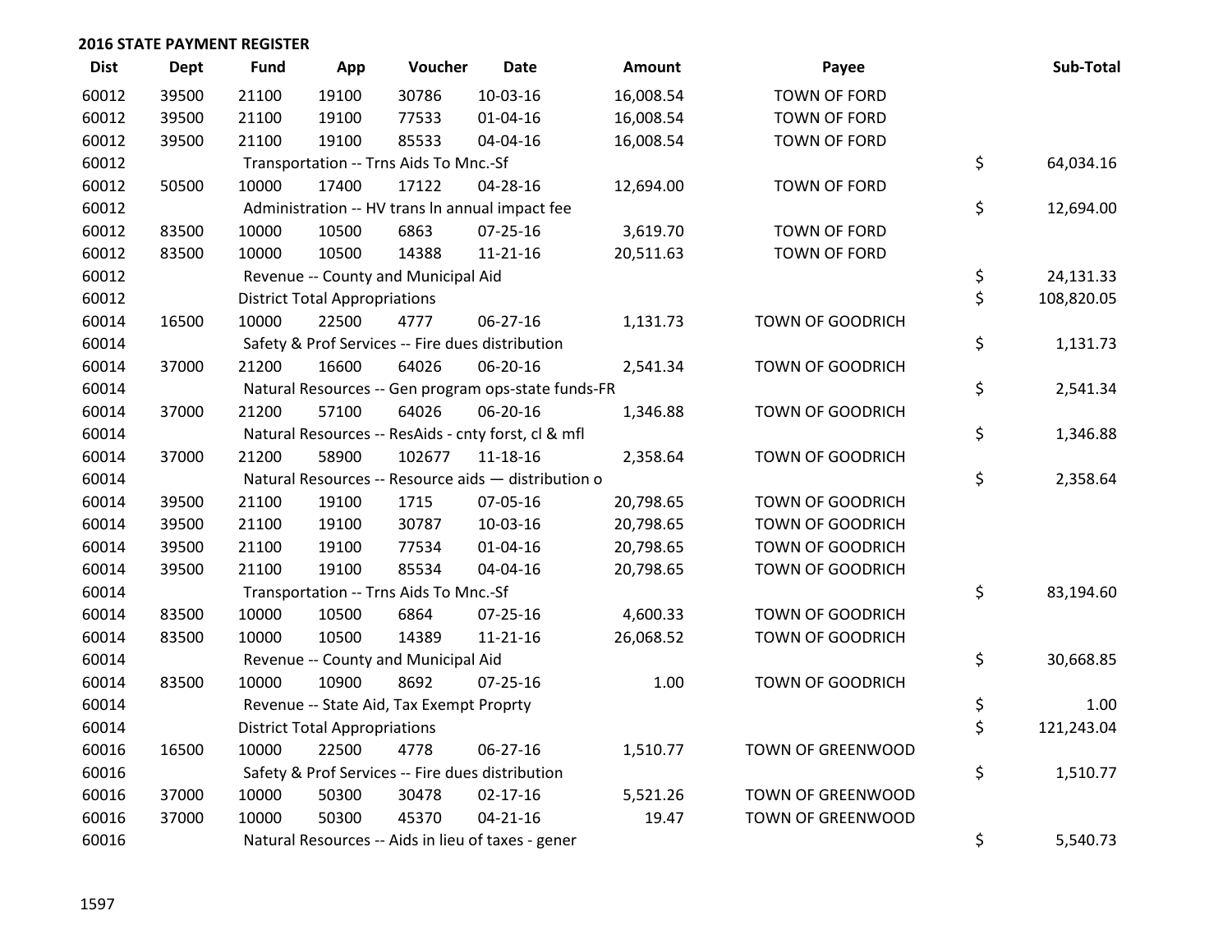## 2016 STATE PAYMENT REGISTER

| Dist | Dept | Fund | App | Voucher | Date | Amount | Payee | Sub-Total |
|---|---|---|---|---|---|---|---|---|
| 60012 | 39500 | 21100 | 19100 | 30786 | 10-03-16 | 16,008.54 | TOWN OF FORD | |
| 60012 | 39500 | 21100 | 19100 | 77533 | 01-04-16 | 16,008.54 | TOWN OF FORD | |
| 60012 | 39500 | 21100 | 19100 | 85533 | 04-04-16 | 16,008.54 | TOWN OF FORD | |
| 60012 | | Transportation -- Trns Aids To Mnc.-Sf | | | | | | $ 64,034.16 |
| 60012 | 50500 | 10000 | 17400 | 17122 | 04-28-16 | 12,694.00 | TOWN OF FORD | |
| 60012 | | Administration -- HV trans ln annual impact fee | | | | | | $ 12,694.00 |
| 60012 | 83500 | 10000 | 10500 | 6863 | 07-25-16 | 3,619.70 | TOWN OF FORD | |
| 60012 | 83500 | 10000 | 10500 | 14388 | 11-21-16 | 20,511.63 | TOWN OF FORD | |
| 60012 | | Revenue -- County and Municipal Aid | | | | | | $ 24,131.33 |
| 60012 | | District Total Appropriations | | | | | | $ 108,820.05 |
| 60014 | 16500 | 10000 | 22500 | 4777 | 06-27-16 | 1,131.73 | TOWN OF GOODRICH | |
| 60014 | | Safety & Prof Services -- Fire dues distribution | | | | | | $ 1,131.73 |
| 60014 | 37000 | 21200 | 16600 | 64026 | 06-20-16 | 2,541.34 | TOWN OF GOODRICH | |
| 60014 | | Natural Resources -- Gen program ops-state funds-FR | | | | | | $ 2,541.34 |
| 60014 | 37000 | 21200 | 57100 | 64026 | 06-20-16 | 1,346.88 | TOWN OF GOODRICH | |
| 60014 | | Natural Resources -- ResAids - cnty forst, cl & mfl | | | | | | $ 1,346.88 |
| 60014 | 37000 | 21200 | 58900 | 102677 | 11-18-16 | 2,358.64 | TOWN OF GOODRICH | |
| 60014 | | Natural Resources -- Resource aids — distribution o | | | | | | $ 2,358.64 |
| 60014 | 39500 | 21100 | 19100 | 1715 | 07-05-16 | 20,798.65 | TOWN OF GOODRICH | |
| 60014 | 39500 | 21100 | 19100 | 30787 | 10-03-16 | 20,798.65 | TOWN OF GOODRICH | |
| 60014 | 39500 | 21100 | 19100 | 77534 | 01-04-16 | 20,798.65 | TOWN OF GOODRICH | |
| 60014 | 39500 | 21100 | 19100 | 85534 | 04-04-16 | 20,798.65 | TOWN OF GOODRICH | |
| 60014 | | Transportation -- Trns Aids To Mnc.-Sf | | | | | | $ 83,194.60 |
| 60014 | 83500 | 10000 | 10500 | 6864 | 07-25-16 | 4,600.33 | TOWN OF GOODRICH | |
| 60014 | 83500 | 10000 | 10500 | 14389 | 11-21-16 | 26,068.52 | TOWN OF GOODRICH | |
| 60014 | | Revenue -- County and Municipal Aid | | | | | | $ 30,668.85 |
| 60014 | 83500 | 10000 | 10900 | 8692 | 07-25-16 | 1.00 | TOWN OF GOODRICH | |
| 60014 | | Revenue -- State Aid, Tax Exempt Proprty | | | | | | $ 1.00 |
| 60014 | | District Total Appropriations | | | | | | $ 121,243.04 |
| 60016 | 16500 | 10000 | 22500 | 4778 | 06-27-16 | 1,510.77 | TOWN OF GREENWOOD | |
| 60016 | | Safety & Prof Services -- Fire dues distribution | | | | | | $ 1,510.77 |
| 60016 | 37000 | 10000 | 50300 | 30478 | 02-17-16 | 5,521.26 | TOWN OF GREENWOOD | |
| 60016 | 37000 | 10000 | 50300 | 45370 | 04-21-16 | 19.47 | TOWN OF GREENWOOD | |
| 60016 | | Natural Resources -- Aids in lieu of taxes - gener | | | | | | $ 5,540.73 |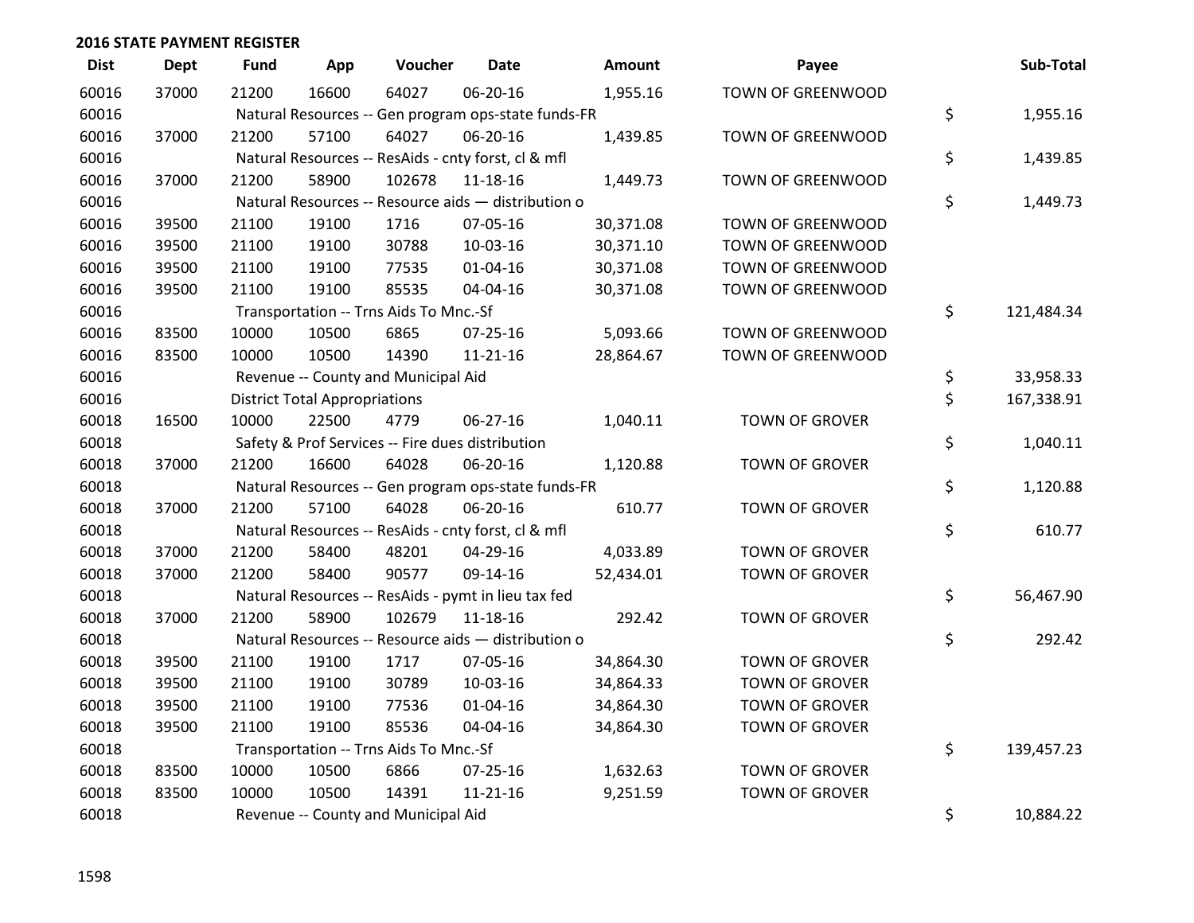## 2016 STATE PAYMENT REGISTER

| Dist | Dept | Fund | App | Voucher | Date | Amount | Payee | Sub-Total |
|---|---|---|---|---|---|---|---|---|
| 60016 | 37000 | 21200 | 16600 | 64027 | 06-20-16 | 1,955.16 | TOWN OF GREENWOOD | |
| 60016 | | Natural Resources -- Gen program ops-state funds-FR | | | | | | $ 1,955.16 |
| 60016 | 37000 | 21200 | 57100 | 64027 | 06-20-16 | 1,439.85 | TOWN OF GREENWOOD | |
| 60016 | | Natural Resources -- ResAids - cnty forst, cl & mfl | | | | | | $ 1,439.85 |
| 60016 | 37000 | 21200 | 58900 | 102678 | 11-18-16 | 1,449.73 | TOWN OF GREENWOOD | |
| 60016 | | Natural Resources -- Resource aids — distribution o | | | | | | $ 1,449.73 |
| 60016 | 39500 | 21100 | 19100 | 1716 | 07-05-16 | 30,371.08 | TOWN OF GREENWOOD | |
| 60016 | 39500 | 21100 | 19100 | 30788 | 10-03-16 | 30,371.10 | TOWN OF GREENWOOD | |
| 60016 | 39500 | 21100 | 19100 | 77535 | 01-04-16 | 30,371.08 | TOWN OF GREENWOOD | |
| 60016 | 39500 | 21100 | 19100 | 85535 | 04-04-16 | 30,371.08 | TOWN OF GREENWOOD | |
| 60016 | | Transportation -- Trns Aids To Mnc.-Sf | | | | | | $ 121,484.34 |
| 60016 | 83500 | 10000 | 10500 | 6865 | 07-25-16 | 5,093.66 | TOWN OF GREENWOOD | |
| 60016 | 83500 | 10000 | 10500 | 14390 | 11-21-16 | 28,864.67 | TOWN OF GREENWOOD | |
| 60016 | | Revenue -- County and Municipal Aid | | | | | | $ 33,958.33 |
| 60016 | | District Total Appropriations | | | | | | $ 167,338.91 |
| 60018 | 16500 | 10000 | 22500 | 4779 | 06-27-16 | 1,040.11 | TOWN OF GROVER | |
| 60018 | | Safety & Prof Services -- Fire dues distribution | | | | | | $ 1,040.11 |
| 60018 | 37000 | 21200 | 16600 | 64028 | 06-20-16 | 1,120.88 | TOWN OF GROVER | |
| 60018 | | Natural Resources -- Gen program ops-state funds-FR | | | | | | $ 1,120.88 |
| 60018 | 37000 | 21200 | 57100 | 64028 | 06-20-16 | 610.77 | TOWN OF GROVER | |
| 60018 | | Natural Resources -- ResAids - cnty forst, cl & mfl | | | | | | $ 610.77 |
| 60018 | 37000 | 21200 | 58400 | 48201 | 04-29-16 | 4,033.89 | TOWN OF GROVER | |
| 60018 | 37000 | 21200 | 58400 | 90577 | 09-14-16 | 52,434.01 | TOWN OF GROVER | |
| 60018 | | Natural Resources -- ResAids - pymt in lieu tax fed | | | | | | $ 56,467.90 |
| 60018 | 37000 | 21200 | 58900 | 102679 | 11-18-16 | 292.42 | TOWN OF GROVER | |
| 60018 | | Natural Resources -- Resource aids — distribution o | | | | | | $ 292.42 |
| 60018 | 39500 | 21100 | 19100 | 1717 | 07-05-16 | 34,864.30 | TOWN OF GROVER | |
| 60018 | 39500 | 21100 | 19100 | 30789 | 10-03-16 | 34,864.33 | TOWN OF GROVER | |
| 60018 | 39500 | 21100 | 19100 | 77536 | 01-04-16 | 34,864.30 | TOWN OF GROVER | |
| 60018 | 39500 | 21100 | 19100 | 85536 | 04-04-16 | 34,864.30 | TOWN OF GROVER | |
| 60018 | | Transportation -- Trns Aids To Mnc.-Sf | | | | | | $ 139,457.23 |
| 60018 | 83500 | 10000 | 10500 | 6866 | 07-25-16 | 1,632.63 | TOWN OF GROVER | |
| 60018 | 83500 | 10000 | 10500 | 14391 | 11-21-16 | 9,251.59 | TOWN OF GROVER | |
| 60018 | | Revenue -- County and Municipal Aid | | | | | | $ 10,884.22 |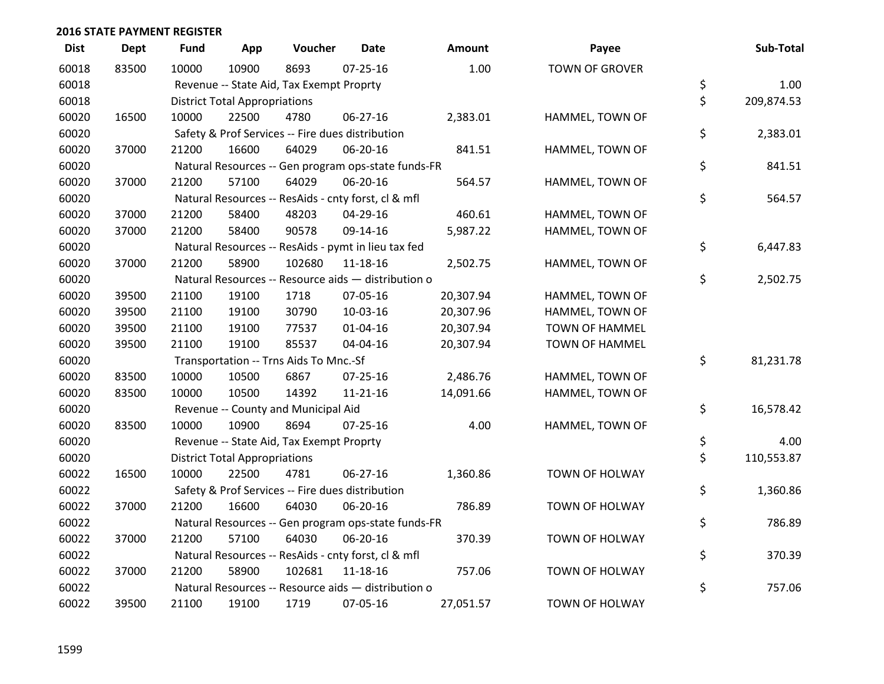## 2016 STATE PAYMENT REGISTER

| Dist | Dept | Fund | App | Voucher | Date | Amount | Payee | | Sub-Total |
|---|---|---|---|---|---|---|---|---|---|
| 60018 | 83500 | 10000 | 10900 | 8693 | 07-25-16 | 1.00 | TOWN OF GROVER | | |
| 60018 | | Revenue -- State Aid, Tax Exempt Proprty | | | | | | $ | 1.00 |
| 60018 | | District Total Appropriations | | | | | | $ | 209,874.53 |
| 60020 | 16500 | 10000 | 22500 | 4780 | 06-27-16 | 2,383.01 | HAMMEL, TOWN OF | | |
| 60020 | | Safety & Prof Services -- Fire dues distribution | | | | | | $ | 2,383.01 |
| 60020 | 37000 | 21200 | 16600 | 64029 | 06-20-16 | 841.51 | HAMMEL, TOWN OF | | |
| 60020 | | Natural Resources -- Gen program ops-state funds-FR | | | | | | $ | 841.51 |
| 60020 | 37000 | 21200 | 57100 | 64029 | 06-20-16 | 564.57 | HAMMEL, TOWN OF | | |
| 60020 | | Natural Resources -- ResAids - cnty forst, cl & mfl | | | | | | $ | 564.57 |
| 60020 | 37000 | 21200 | 58400 | 48203 | 04-29-16 | 460.61 | HAMMEL, TOWN OF | | |
| 60020 | 37000 | 21200 | 58400 | 90578 | 09-14-16 | 5,987.22 | HAMMEL, TOWN OF | | |
| 60020 | | Natural Resources -- ResAids - pymt in lieu tax fed | | | | | | $ | 6,447.83 |
| 60020 | 37000 | 21200 | 58900 | 102680 | 11-18-16 | 2,502.75 | HAMMEL, TOWN OF | | |
| 60020 | | Natural Resources -- Resource aids — distribution o | | | | | | $ | 2,502.75 |
| 60020 | 39500 | 21100 | 19100 | 1718 | 07-05-16 | 20,307.94 | HAMMEL, TOWN OF | | |
| 60020 | 39500 | 21100 | 19100 | 30790 | 10-03-16 | 20,307.96 | HAMMEL, TOWN OF | | |
| 60020 | 39500 | 21100 | 19100 | 77537 | 01-04-16 | 20,307.94 | TOWN OF HAMMEL | | |
| 60020 | 39500 | 21100 | 19100 | 85537 | 04-04-16 | 20,307.94 | TOWN OF HAMMEL | | |
| 60020 | | Transportation -- Trns Aids To Mnc.-Sf | | | | | | $ | 81,231.78 |
| 60020 | 83500 | 10000 | 10500 | 6867 | 07-25-16 | 2,486.76 | HAMMEL, TOWN OF | | |
| 60020 | 83500 | 10000 | 10500 | 14392 | 11-21-16 | 14,091.66 | HAMMEL, TOWN OF | | |
| 60020 | | Revenue -- County and Municipal Aid | | | | | | $ | 16,578.42 |
| 60020 | 83500 | 10000 | 10900 | 8694 | 07-25-16 | 4.00 | HAMMEL, TOWN OF | | |
| 60020 | | Revenue -- State Aid, Tax Exempt Proprty | | | | | | $ | 4.00 |
| 60020 | | District Total Appropriations | | | | | | $ | 110,553.87 |
| 60022 | 16500 | 10000 | 22500 | 4781 | 06-27-16 | 1,360.86 | TOWN OF HOLWAY | | |
| 60022 | | Safety & Prof Services -- Fire dues distribution | | | | | | $ | 1,360.86 |
| 60022 | 37000 | 21200 | 16600 | 64030 | 06-20-16 | 786.89 | TOWN OF HOLWAY | | |
| 60022 | | Natural Resources -- Gen program ops-state funds-FR | | | | | | $ | 786.89 |
| 60022 | 37000 | 21200 | 57100 | 64030 | 06-20-16 | 370.39 | TOWN OF HOLWAY | | |
| 60022 | | Natural Resources -- ResAids - cnty forst, cl & mfl | | | | | | $ | 370.39 |
| 60022 | 37000 | 21200 | 58900 | 102681 | 11-18-16 | 757.06 | TOWN OF HOLWAY | | |
| 60022 | | Natural Resources -- Resource aids — distribution o | | | | | | $ | 757.06 |
| 60022 | 39500 | 21100 | 19100 | 1719 | 07-05-16 | 27,051.57 | TOWN OF HOLWAY | | |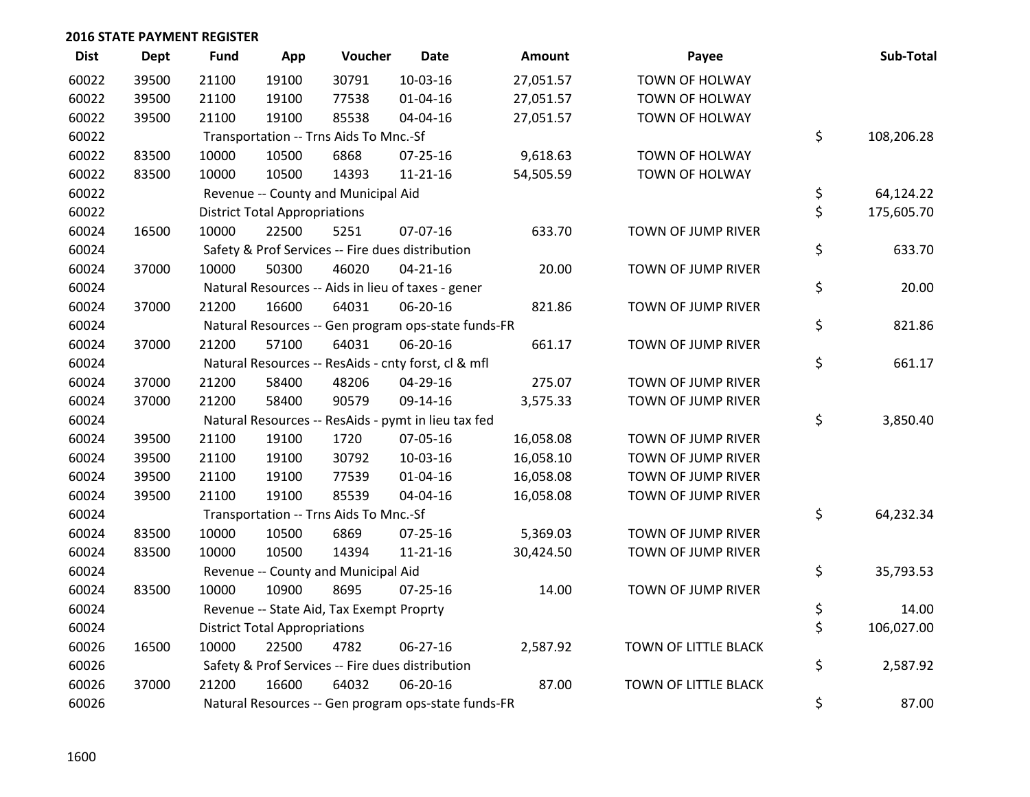## 2016 STATE PAYMENT REGISTER

| Dist | Dept | Fund | App | Voucher | Date | Amount | Payee | | Sub-Total |
|---|---|---|---|---|---|---|---|---|---|
| 60022 | 39500 | 21100 | 19100 | 30791 | 10-03-16 | 27,051.57 | TOWN OF HOLWAY | | |
| 60022 | 39500 | 21100 | 19100 | 77538 | 01-04-16 | 27,051.57 | TOWN OF HOLWAY | | |
| 60022 | 39500 | 21100 | 19100 | 85538 | 04-04-16 | 27,051.57 | TOWN OF HOLWAY | | |
| 60022 | | Transportation -- Trns Aids To Mnc.-Sf | | | | | | $ | 108,206.28 |
| 60022 | 83500 | 10000 | 10500 | 6868 | 07-25-16 | 9,618.63 | TOWN OF HOLWAY | | |
| 60022 | 83500 | 10000 | 10500 | 14393 | 11-21-16 | 54,505.59 | TOWN OF HOLWAY | | |
| 60022 | | Revenue -- County and Municipal Aid | | | | | | $ | 64,124.22 |
| 60022 | | District Total Appropriations | | | | | | $ | 175,605.70 |
| 60024 | 16500 | 10000 | 22500 | 5251 | 07-07-16 | 633.70 | TOWN OF JUMP RIVER | | |
| 60024 | | Safety & Prof Services -- Fire dues distribution | | | | | | $ | 633.70 |
| 60024 | 37000 | 10000 | 50300 | 46020 | 04-21-16 | 20.00 | TOWN OF JUMP RIVER | | |
| 60024 | | Natural Resources -- Aids in lieu of taxes - gener | | | | | | $ | 20.00 |
| 60024 | 37000 | 21200 | 16600 | 64031 | 06-20-16 | 821.86 | TOWN OF JUMP RIVER | | |
| 60024 | | Natural Resources -- Gen program ops-state funds-FR | | | | | | $ | 821.86 |
| 60024 | 37000 | 21200 | 57100 | 64031 | 06-20-16 | 661.17 | TOWN OF JUMP RIVER | | |
| 60024 | | Natural Resources -- ResAids - cnty forst, cl & mfl | | | | | | $ | 661.17 |
| 60024 | 37000 | 21200 | 58400 | 48206 | 04-29-16 | 275.07 | TOWN OF JUMP RIVER | | |
| 60024 | 37000 | 21200 | 58400 | 90579 | 09-14-16 | 3,575.33 | TOWN OF JUMP RIVER | | |
| 60024 | | Natural Resources -- ResAids - pymt in lieu tax fed | | | | | | $ | 3,850.40 |
| 60024 | 39500 | 21100 | 19100 | 1720 | 07-05-16 | 16,058.08 | TOWN OF JUMP RIVER | | |
| 60024 | 39500 | 21100 | 19100 | 30792 | 10-03-16 | 16,058.10 | TOWN OF JUMP RIVER | | |
| 60024 | 39500 | 21100 | 19100 | 77539 | 01-04-16 | 16,058.08 | TOWN OF JUMP RIVER | | |
| 60024 | 39500 | 21100 | 19100 | 85539 | 04-04-16 | 16,058.08 | TOWN OF JUMP RIVER | | |
| 60024 | | Transportation -- Trns Aids To Mnc.-Sf | | | | | | $ | 64,232.34 |
| 60024 | 83500 | 10000 | 10500 | 6869 | 07-25-16 | 5,369.03 | TOWN OF JUMP RIVER | | |
| 60024 | 83500 | 10000 | 10500 | 14394 | 11-21-16 | 30,424.50 | TOWN OF JUMP RIVER | | |
| 60024 | | Revenue -- County and Municipal Aid | | | | | | $ | 35,793.53 |
| 60024 | 83500 | 10000 | 10900 | 8695 | 07-25-16 | 14.00 | TOWN OF JUMP RIVER | | |
| 60024 | | Revenue -- State Aid, Tax Exempt Proprty | | | | | | $ | 14.00 |
| 60024 | | District Total Appropriations | | | | | | $ | 106,027.00 |
| 60026 | 16500 | 10000 | 22500 | 4782 | 06-27-16 | 2,587.92 | TOWN OF LITTLE BLACK | | |
| 60026 | | Safety & Prof Services -- Fire dues distribution | | | | | | $ | 2,587.92 |
| 60026 | 37000 | 21200 | 16600 | 64032 | 06-20-16 | 87.00 | TOWN OF LITTLE BLACK | | |
| 60026 | | Natural Resources -- Gen program ops-state funds-FR | | | | | | $ | 87.00 |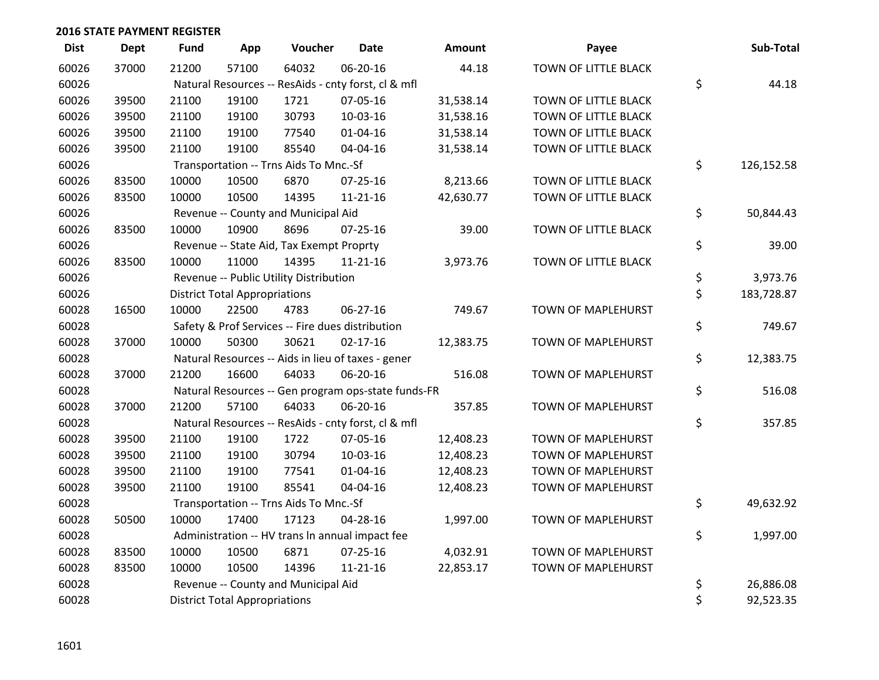## 2016 STATE PAYMENT REGISTER

| Dist | Dept | Fund | App | Voucher | Date | Amount | Payee | | Sub-Total |
|---|---|---|---|---|---|---|---|---|---|
| 60026 | 37000 | 21200 | 57100 | 64032 | 06-20-16 | 44.18 | TOWN OF LITTLE BLACK | | |
| 60026 | | Natural Resources -- ResAids - cnty forst, cl & mfl | | | | | | $ | 44.18 |
| 60026 | 39500 | 21100 | 19100 | 1721 | 07-05-16 | 31,538.14 | TOWN OF LITTLE BLACK | | |
| 60026 | 39500 | 21100 | 19100 | 30793 | 10-03-16 | 31,538.16 | TOWN OF LITTLE BLACK | | |
| 60026 | 39500 | 21100 | 19100 | 77540 | 01-04-16 | 31,538.14 | TOWN OF LITTLE BLACK | | |
| 60026 | 39500 | 21100 | 19100 | 85540 | 04-04-16 | 31,538.14 | TOWN OF LITTLE BLACK | | |
| 60026 | | Transportation -- Trns Aids To Mnc.-Sf | | | | | | $ | 126,152.58 |
| 60026 | 83500 | 10000 | 10500 | 6870 | 07-25-16 | 8,213.66 | TOWN OF LITTLE BLACK | | |
| 60026 | 83500 | 10000 | 10500 | 14395 | 11-21-16 | 42,630.77 | TOWN OF LITTLE BLACK | | |
| 60026 | | Revenue -- County and Municipal Aid | | | | | | $ | 50,844.43 |
| 60026 | 83500 | 10000 | 10900 | 8696 | 07-25-16 | 39.00 | TOWN OF LITTLE BLACK | | |
| 60026 | | Revenue -- State Aid, Tax Exempt Proprty | | | | | | $ | 39.00 |
| 60026 | 83500 | 10000 | 11000 | 14395 | 11-21-16 | 3,973.76 | TOWN OF LITTLE BLACK | | |
| 60026 | | Revenue -- Public Utility Distribution | | | | | | $ | 3,973.76 |
| 60026 | | District Total Appropriations | | | | | | $ | 183,728.87 |
| 60028 | 16500 | 10000 | 22500 | 4783 | 06-27-16 | 749.67 | TOWN OF MAPLEHURST | | |
| 60028 | | Safety & Prof Services -- Fire dues distribution | | | | | | $ | 749.67 |
| 60028 | 37000 | 10000 | 50300 | 30621 | 02-17-16 | 12,383.75 | TOWN OF MAPLEHURST | | |
| 60028 | | Natural Resources -- Aids in lieu of taxes - gener | | | | | | $ | 12,383.75 |
| 60028 | 37000 | 21200 | 16600 | 64033 | 06-20-16 | 516.08 | TOWN OF MAPLEHURST | | |
| 60028 | | Natural Resources -- Gen program ops-state funds-FR | | | | | | $ | 516.08 |
| 60028 | 37000 | 21200 | 57100 | 64033 | 06-20-16 | 357.85 | TOWN OF MAPLEHURST | | |
| 60028 | | Natural Resources -- ResAids - cnty forst, cl & mfl | | | | | | $ | 357.85 |
| 60028 | 39500 | 21100 | 19100 | 1722 | 07-05-16 | 12,408.23 | TOWN OF MAPLEHURST | | |
| 60028 | 39500 | 21100 | 19100 | 30794 | 10-03-16 | 12,408.23 | TOWN OF MAPLEHURST | | |
| 60028 | 39500 | 21100 | 19100 | 77541 | 01-04-16 | 12,408.23 | TOWN OF MAPLEHURST | | |
| 60028 | 39500 | 21100 | 19100 | 85541 | 04-04-16 | 12,408.23 | TOWN OF MAPLEHURST | | |
| 60028 | | Transportation -- Trns Aids To Mnc.-Sf | | | | | | $ | 49,632.92 |
| 60028 | 50500 | 10000 | 17400 | 17123 | 04-28-16 | 1,997.00 | TOWN OF MAPLEHURST | | |
| 60028 | | Administration -- HV trans ln annual impact fee | | | | | | $ | 1,997.00 |
| 60028 | 83500 | 10000 | 10500 | 6871 | 07-25-16 | 4,032.91 | TOWN OF MAPLEHURST | | |
| 60028 | 83500 | 10000 | 10500 | 14396 | 11-21-16 | 22,853.17 | TOWN OF MAPLEHURST | | |
| 60028 | | Revenue -- County and Municipal Aid | | | | | | $ | 26,886.08 |
| 60028 | | District Total Appropriations | | | | | | $ | 92,523.35 |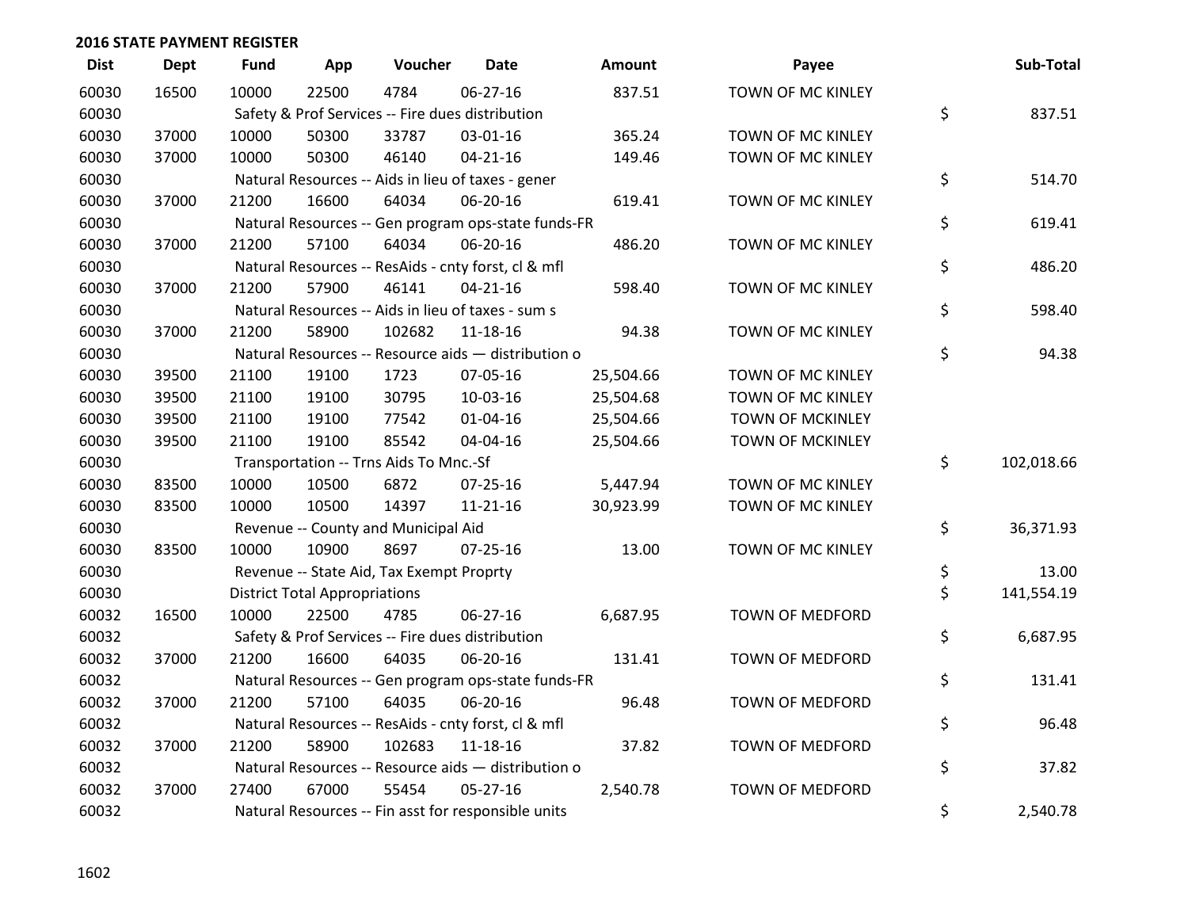## 2016 STATE PAYMENT REGISTER

| Dist | Dept | Fund | App | Voucher | Date | Amount | Payee | Sub-Total |
|---|---|---|---|---|---|---|---|---|
| 60030 | 16500 | 10000 | 22500 | 4784 | 06-27-16 | 837.51 | TOWN OF MC KINLEY | |
| 60030 | | Safety & Prof Services -- Fire dues distribution | | | | | | $ 837.51 |
| 60030 | 37000 | 10000 | 50300 | 33787 | 03-01-16 | 365.24 | TOWN OF MC KINLEY | |
| 60030 | 37000 | 10000 | 50300 | 46140 | 04-21-16 | 149.46 | TOWN OF MC KINLEY | |
| 60030 | | Natural Resources -- Aids in lieu of taxes - gener | | | | | | $ 514.70 |
| 60030 | 37000 | 21200 | 16600 | 64034 | 06-20-16 | 619.41 | TOWN OF MC KINLEY | |
| 60030 | | Natural Resources -- Gen program ops-state funds-FR | | | | | | $ 619.41 |
| 60030 | 37000 | 21200 | 57100 | 64034 | 06-20-16 | 486.20 | TOWN OF MC KINLEY | |
| 60030 | | Natural Resources -- ResAids - cnty forst, cl & mfl | | | | | | $ 486.20 |
| 60030 | 37000 | 21200 | 57900 | 46141 | 04-21-16 | 598.40 | TOWN OF MC KINLEY | |
| 60030 | | Natural Resources -- Aids in lieu of taxes - sum s | | | | | | $ 598.40 |
| 60030 | 37000 | 21200 | 58900 | 102682 | 11-18-16 | 94.38 | TOWN OF MC KINLEY | |
| 60030 | | Natural Resources -- Resource aids — distribution o | | | | | | $ 94.38 |
| 60030 | 39500 | 21100 | 19100 | 1723 | 07-05-16 | 25,504.66 | TOWN OF MC KINLEY | |
| 60030 | 39500 | 21100 | 19100 | 30795 | 10-03-16 | 25,504.68 | TOWN OF MC KINLEY | |
| 60030 | 39500 | 21100 | 19100 | 77542 | 01-04-16 | 25,504.66 | TOWN OF MCKINLEY | |
| 60030 | 39500 | 21100 | 19100 | 85542 | 04-04-16 | 25,504.66 | TOWN OF MCKINLEY | |
| 60030 | | Transportation -- Trns Aids To Mnc.-Sf | | | | | | $ 102,018.66 |
| 60030 | 83500 | 10000 | 10500 | 6872 | 07-25-16 | 5,447.94 | TOWN OF MC KINLEY | |
| 60030 | 83500 | 10000 | 10500 | 14397 | 11-21-16 | 30,923.99 | TOWN OF MC KINLEY | |
| 60030 | | Revenue -- County and Municipal Aid | | | | | | $ 36,371.93 |
| 60030 | 83500 | 10000 | 10900 | 8697 | 07-25-16 | 13.00 | TOWN OF MC KINLEY | |
| 60030 | | Revenue -- State Aid, Tax Exempt Proprty | | | | | | $ 13.00 |
| 60030 | | District Total Appropriations | | | | | | $ 141,554.19 |
| 60032 | 16500 | 10000 | 22500 | 4785 | 06-27-16 | 6,687.95 | TOWN OF MEDFORD | |
| 60032 | | Safety & Prof Services -- Fire dues distribution | | | | | | $ 6,687.95 |
| 60032 | 37000 | 21200 | 16600 | 64035 | 06-20-16 | 131.41 | TOWN OF MEDFORD | |
| 60032 | | Natural Resources -- Gen program ops-state funds-FR | | | | | | $ 131.41 |
| 60032 | 37000 | 21200 | 57100 | 64035 | 06-20-16 | 96.48 | TOWN OF MEDFORD | |
| 60032 | | Natural Resources -- ResAids - cnty forst, cl & mfl | | | | | | $ 96.48 |
| 60032 | 37000 | 21200 | 58900 | 102683 | 11-18-16 | 37.82 | TOWN OF MEDFORD | |
| 60032 | | Natural Resources -- Resource aids — distribution o | | | | | | $ 37.82 |
| 60032 | 37000 | 27400 | 67000 | 55454 | 05-27-16 | 2,540.78 | TOWN OF MEDFORD | |
| 60032 | | Natural Resources -- Fin asst for responsible units | | | | | | $ 2,540.78 |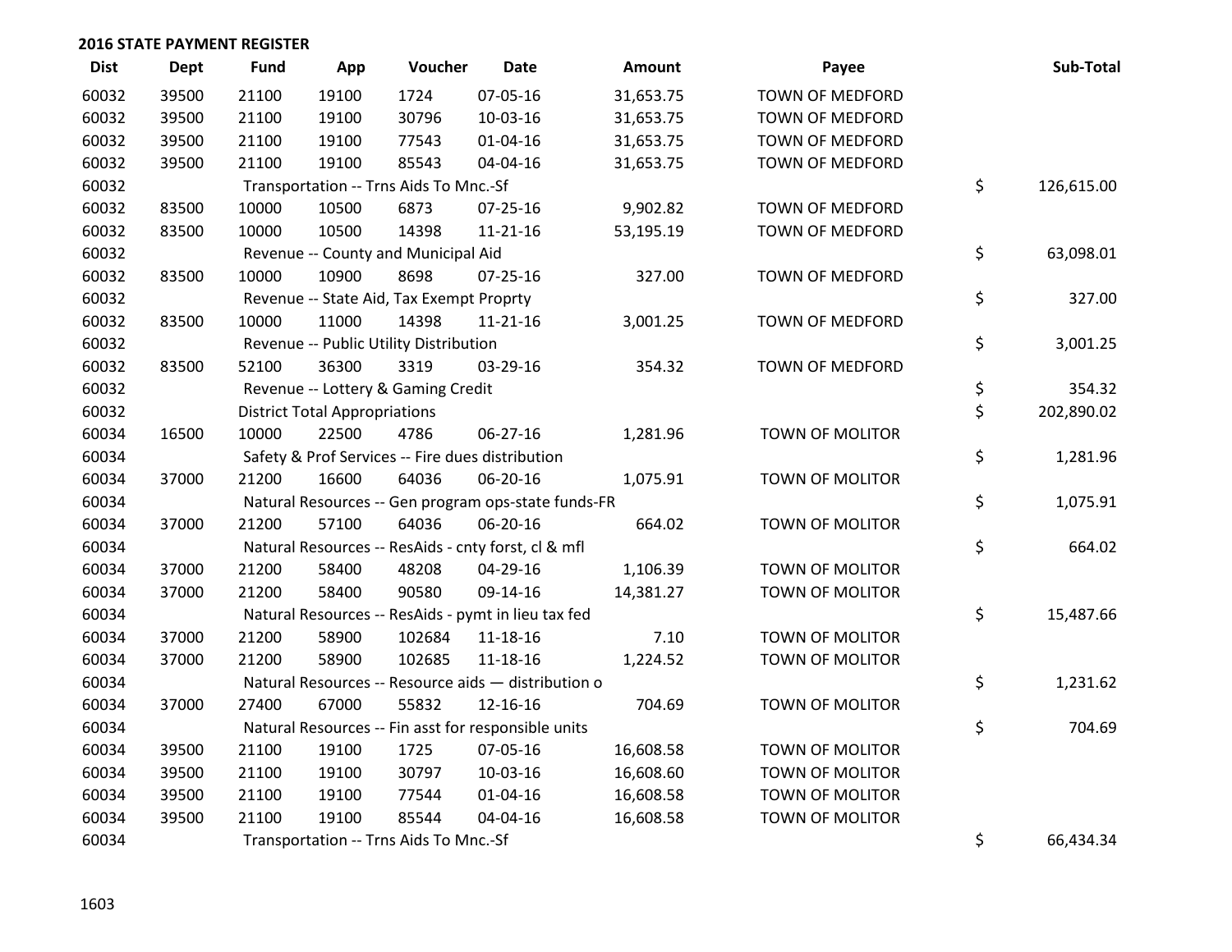**2016 STATE PAYMENT REGISTER**

| Dist | Dept | Fund | App | Voucher | Date | Amount | Payee | | Sub-Total |
|---|---|---|---|---|---|---|---|---|---|
| 60032 | 39500 | 21100 | 19100 | 1724 | 07-05-16 | 31,653.75 | TOWN OF MEDFORD | | |
| 60032 | 39500 | 21100 | 19100 | 30796 | 10-03-16 | 31,653.75 | TOWN OF MEDFORD | | |
| 60032 | 39500 | 21100 | 19100 | 77543 | 01-04-16 | 31,653.75 | TOWN OF MEDFORD | | |
| 60032 | 39500 | 21100 | 19100 | 85543 | 04-04-16 | 31,653.75 | TOWN OF MEDFORD | | |
| 60032 | | Transportation -- Trns Aids To Mnc.-Sf | | | | | | $ | 126,615.00 |
| 60032 | 83500 | 10000 | 10500 | 6873 | 07-25-16 | 9,902.82 | TOWN OF MEDFORD | | |
| 60032 | 83500 | 10000 | 10500 | 14398 | 11-21-16 | 53,195.19 | TOWN OF MEDFORD | | |
| 60032 | | Revenue -- County and Municipal Aid | | | | | | $ | 63,098.01 |
| 60032 | 83500 | 10000 | 10900 | 8698 | 07-25-16 | 327.00 | TOWN OF MEDFORD | | |
| 60032 | | Revenue -- State Aid, Tax Exempt Proprty | | | | | | $ | 327.00 |
| 60032 | 83500 | 10000 | 11000 | 14398 | 11-21-16 | 3,001.25 | TOWN OF MEDFORD | | |
| 60032 | | Revenue -- Public Utility Distribution | | | | | | $ | 3,001.25 |
| 60032 | 83500 | 52100 | 36300 | 3319 | 03-29-16 | 354.32 | TOWN OF MEDFORD | | |
| 60032 | | Revenue -- Lottery & Gaming Credit | | | | | | $ | 354.32 |
| 60032 | | District Total Appropriations | | | | | | $ | 202,890.02 |
| 60034 | 16500 | 10000 | 22500 | 4786 | 06-27-16 | 1,281.96 | TOWN OF MOLITOR | | |
| 60034 | | Safety & Prof Services -- Fire dues distribution | | | | | | $ | 1,281.96 |
| 60034 | 37000 | 21200 | 16600 | 64036 | 06-20-16 | 1,075.91 | TOWN OF MOLITOR | | |
| 60034 | | Natural Resources -- Gen program ops-state funds-FR | | | | | | $ | 1,075.91 |
| 60034 | 37000 | 21200 | 57100 | 64036 | 06-20-16 | 664.02 | TOWN OF MOLITOR | | |
| 60034 | | Natural Resources -- ResAids - cnty forst, cl & mfl | | | | | | $ | 664.02 |
| 60034 | 37000 | 21200 | 58400 | 48208 | 04-29-16 | 1,106.39 | TOWN OF MOLITOR | | |
| 60034 | 37000 | 21200 | 58400 | 90580 | 09-14-16 | 14,381.27 | TOWN OF MOLITOR | | |
| 60034 | | Natural Resources -- ResAids - pymt in lieu tax fed | | | | | | $ | 15,487.66 |
| 60034 | 37000 | 21200 | 58900 | 102684 | 11-18-16 | 7.10 | TOWN OF MOLITOR | | |
| 60034 | 37000 | 21200 | 58900 | 102685 | 11-18-16 | 1,224.52 | TOWN OF MOLITOR | | |
| 60034 | | Natural Resources -- Resource aids — distribution o | | | | | | $ | 1,231.62 |
| 60034 | 37000 | 27400 | 67000 | 55832 | 12-16-16 | 704.69 | TOWN OF MOLITOR | | |
| 60034 | | Natural Resources -- Fin asst for responsible units | | | | | | $ | 704.69 |
| 60034 | 39500 | 21100 | 19100 | 1725 | 07-05-16 | 16,608.58 | TOWN OF MOLITOR | | |
| 60034 | 39500 | 21100 | 19100 | 30797 | 10-03-16 | 16,608.60 | TOWN OF MOLITOR | | |
| 60034 | 39500 | 21100 | 19100 | 77544 | 01-04-16 | 16,608.58 | TOWN OF MOLITOR | | |
| 60034 | 39500 | 21100 | 19100 | 85544 | 04-04-16 | 16,608.58 | TOWN OF MOLITOR | | |
| 60034 | | Transportation -- Trns Aids To Mnc.-Sf | | | | | | $ | 66,434.34 |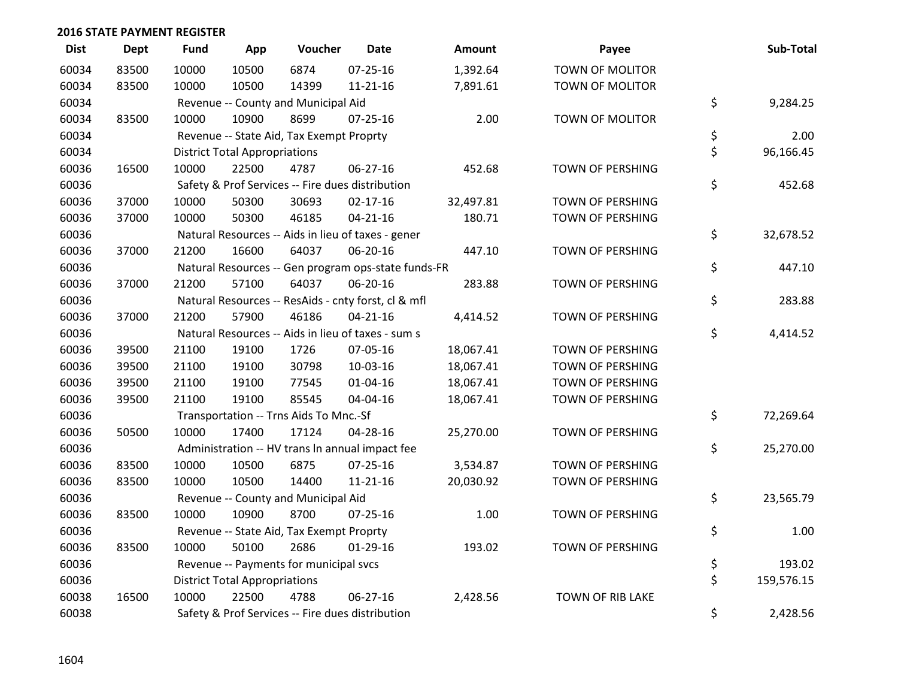## 2016 STATE PAYMENT REGISTER

| Dist | Dept | Fund | App | Voucher | Date | Amount | Payee | Sub-Total |
|---|---|---|---|---|---|---|---|---|
| 60034 | 83500 | 10000 | 10500 | 6874 | 07-25-16 | 1,392.64 | TOWN OF MOLITOR | |
| 60034 | 83500 | 10000 | 10500 | 14399 | 11-21-16 | 7,891.61 | TOWN OF MOLITOR | |
| 60034 | | Revenue -- County and Municipal Aid | | | | | | $ 9,284.25 |
| 60034 | 83500 | 10000 | 10900 | 8699 | 07-25-16 | 2.00 | TOWN OF MOLITOR | |
| 60034 | | Revenue -- State Aid, Tax Exempt Proprty | | | | | | $ 2.00 |
| 60034 | | District Total Appropriations | | | | | | $ 96,166.45 |
| 60036 | 16500 | 10000 | 22500 | 4787 | 06-27-16 | 452.68 | TOWN OF PERSHING | |
| 60036 | | Safety & Prof Services -- Fire dues distribution | | | | | | $ 452.68 |
| 60036 | 37000 | 10000 | 50300 | 30693 | 02-17-16 | 32,497.81 | TOWN OF PERSHING | |
| 60036 | 37000 | 10000 | 50300 | 46185 | 04-21-16 | 180.71 | TOWN OF PERSHING | |
| 60036 | | Natural Resources -- Aids in lieu of taxes - gener | | | | | | $ 32,678.52 |
| 60036 | 37000 | 21200 | 16600 | 64037 | 06-20-16 | 447.10 | TOWN OF PERSHING | |
| 60036 | | Natural Resources -- Gen program ops-state funds-FR | | | | | | $ 447.10 |
| 60036 | 37000 | 21200 | 57100 | 64037 | 06-20-16 | 283.88 | TOWN OF PERSHING | |
| 60036 | | Natural Resources -- ResAids - cnty forst, cl & mfl | | | | | | $ 283.88 |
| 60036 | 37000 | 21200 | 57900 | 46186 | 04-21-16 | 4,414.52 | TOWN OF PERSHING | |
| 60036 | | Natural Resources -- Aids in lieu of taxes - sum s | | | | | | $ 4,414.52 |
| 60036 | 39500 | 21100 | 19100 | 1726 | 07-05-16 | 18,067.41 | TOWN OF PERSHING | |
| 60036 | 39500 | 21100 | 19100 | 30798 | 10-03-16 | 18,067.41 | TOWN OF PERSHING | |
| 60036 | 39500 | 21100 | 19100 | 77545 | 01-04-16 | 18,067.41 | TOWN OF PERSHING | |
| 60036 | 39500 | 21100 | 19100 | 85545 | 04-04-16 | 18,067.41 | TOWN OF PERSHING | |
| 60036 | | Transportation -- Trns Aids To Mnc.-Sf | | | | | | $ 72,269.64 |
| 60036 | 50500 | 10000 | 17400 | 17124 | 04-28-16 | 25,270.00 | TOWN OF PERSHING | |
| 60036 | | Administration -- HV trans ln annual impact fee | | | | | | $ 25,270.00 |
| 60036 | 83500 | 10000 | 10500 | 6875 | 07-25-16 | 3,534.87 | TOWN OF PERSHING | |
| 60036 | 83500 | 10000 | 10500 | 14400 | 11-21-16 | 20,030.92 | TOWN OF PERSHING | |
| 60036 | | Revenue -- County and Municipal Aid | | | | | | $ 23,565.79 |
| 60036 | 83500 | 10000 | 10900 | 8700 | 07-25-16 | 1.00 | TOWN OF PERSHING | |
| 60036 | | Revenue -- State Aid, Tax Exempt Proprty | | | | | | $ 1.00 |
| 60036 | 83500 | 10000 | 50100 | 2686 | 01-29-16 | 193.02 | TOWN OF PERSHING | |
| 60036 | | Revenue -- Payments for municipal svcs | | | | | | $ 193.02 |
| 60036 | | District Total Appropriations | | | | | | $ 159,576.15 |
| 60038 | 16500 | 10000 | 22500 | 4788 | 06-27-16 | 2,428.56 | TOWN OF RIB LAKE | |
| 60038 | | Safety & Prof Services -- Fire dues distribution | | | | | | $ 2,428.56 |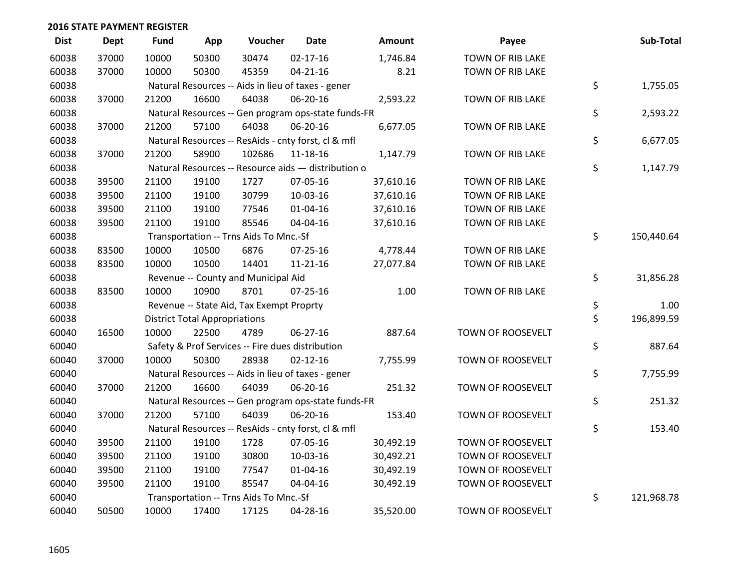## 2016 STATE PAYMENT REGISTER

| Dist | Dept | Fund | App | Voucher | Date | Amount | Payee | Sub-Total |
|---|---|---|---|---|---|---|---|---|
| 60038 | 37000 | 10000 | 50300 | 30474 | 02-17-16 | 1,746.84 | TOWN OF RIB LAKE | |
| 60038 | 37000 | 10000 | 50300 | 45359 | 04-21-16 | 8.21 | TOWN OF RIB LAKE | |
| 60038 | | Natural Resources -- Aids in lieu of taxes - gener | | | | | | $ 1,755.05 |
| 60038 | 37000 | 21200 | 16600 | 64038 | 06-20-16 | 2,593.22 | TOWN OF RIB LAKE | |
| 60038 | | Natural Resources -- Gen program ops-state funds-FR | | | | | | $ 2,593.22 |
| 60038 | 37000 | 21200 | 57100 | 64038 | 06-20-16 | 6,677.05 | TOWN OF RIB LAKE | |
| 60038 | | Natural Resources -- ResAids - cnty forst, cl & mfl | | | | | | $ 6,677.05 |
| 60038 | 37000 | 21200 | 58900 | 102686 | 11-18-16 | 1,147.79 | TOWN OF RIB LAKE | |
| 60038 | | Natural Resources -- Resource aids — distribution o | | | | | | $ 1,147.79 |
| 60038 | 39500 | 21100 | 19100 | 1727 | 07-05-16 | 37,610.16 | TOWN OF RIB LAKE | |
| 60038 | 39500 | 21100 | 19100 | 30799 | 10-03-16 | 37,610.16 | TOWN OF RIB LAKE | |
| 60038 | 39500 | 21100 | 19100 | 77546 | 01-04-16 | 37,610.16 | TOWN OF RIB LAKE | |
| 60038 | 39500 | 21100 | 19100 | 85546 | 04-04-16 | 37,610.16 | TOWN OF RIB LAKE | |
| 60038 | | Transportation -- Trns Aids To Mnc.-Sf | | | | | | $ 150,440.64 |
| 60038 | 83500 | 10000 | 10500 | 6876 | 07-25-16 | 4,778.44 | TOWN OF RIB LAKE | |
| 60038 | 83500 | 10000 | 10500 | 14401 | 11-21-16 | 27,077.84 | TOWN OF RIB LAKE | |
| 60038 | | Revenue -- County and Municipal Aid | | | | | | $ 31,856.28 |
| 60038 | 83500 | 10000 | 10900 | 8701 | 07-25-16 | 1.00 | TOWN OF RIB LAKE | |
| 60038 | | Revenue -- State Aid, Tax Exempt Proprty | | | | | | $ 1.00 |
| 60038 | | District Total Appropriations | | | | | | $ 196,899.59 |
| 60040 | 16500 | 10000 | 22500 | 4789 | 06-27-16 | 887.64 | TOWN OF ROOSEVELT | |
| 60040 | | Safety & Prof Services -- Fire dues distribution | | | | | | $ 887.64 |
| 60040 | 37000 | 10000 | 50300 | 28938 | 02-12-16 | 7,755.99 | TOWN OF ROOSEVELT | |
| 60040 | | Natural Resources -- Aids in lieu of taxes - gener | | | | | | $ 7,755.99 |
| 60040 | 37000 | 21200 | 16600 | 64039 | 06-20-16 | 251.32 | TOWN OF ROOSEVELT | |
| 60040 | | Natural Resources -- Gen program ops-state funds-FR | | | | | | $ 251.32 |
| 60040 | 37000 | 21200 | 57100 | 64039 | 06-20-16 | 153.40 | TOWN OF ROOSEVELT | |
| 60040 | | Natural Resources -- ResAids - cnty forst, cl & mfl | | | | | | $ 153.40 |
| 60040 | 39500 | 21100 | 19100 | 1728 | 07-05-16 | 30,492.19 | TOWN OF ROOSEVELT | |
| 60040 | 39500 | 21100 | 19100 | 30800 | 10-03-16 | 30,492.21 | TOWN OF ROOSEVELT | |
| 60040 | 39500 | 21100 | 19100 | 77547 | 01-04-16 | 30,492.19 | TOWN OF ROOSEVELT | |
| 60040 | 39500 | 21100 | 19100 | 85547 | 04-04-16 | 30,492.19 | TOWN OF ROOSEVELT | |
| 60040 | | Transportation -- Trns Aids To Mnc.-Sf | | | | | | $ 121,968.78 |
| 60040 | 50500 | 10000 | 17400 | 17125 | 04-28-16 | 35,520.00 | TOWN OF ROOSEVELT | |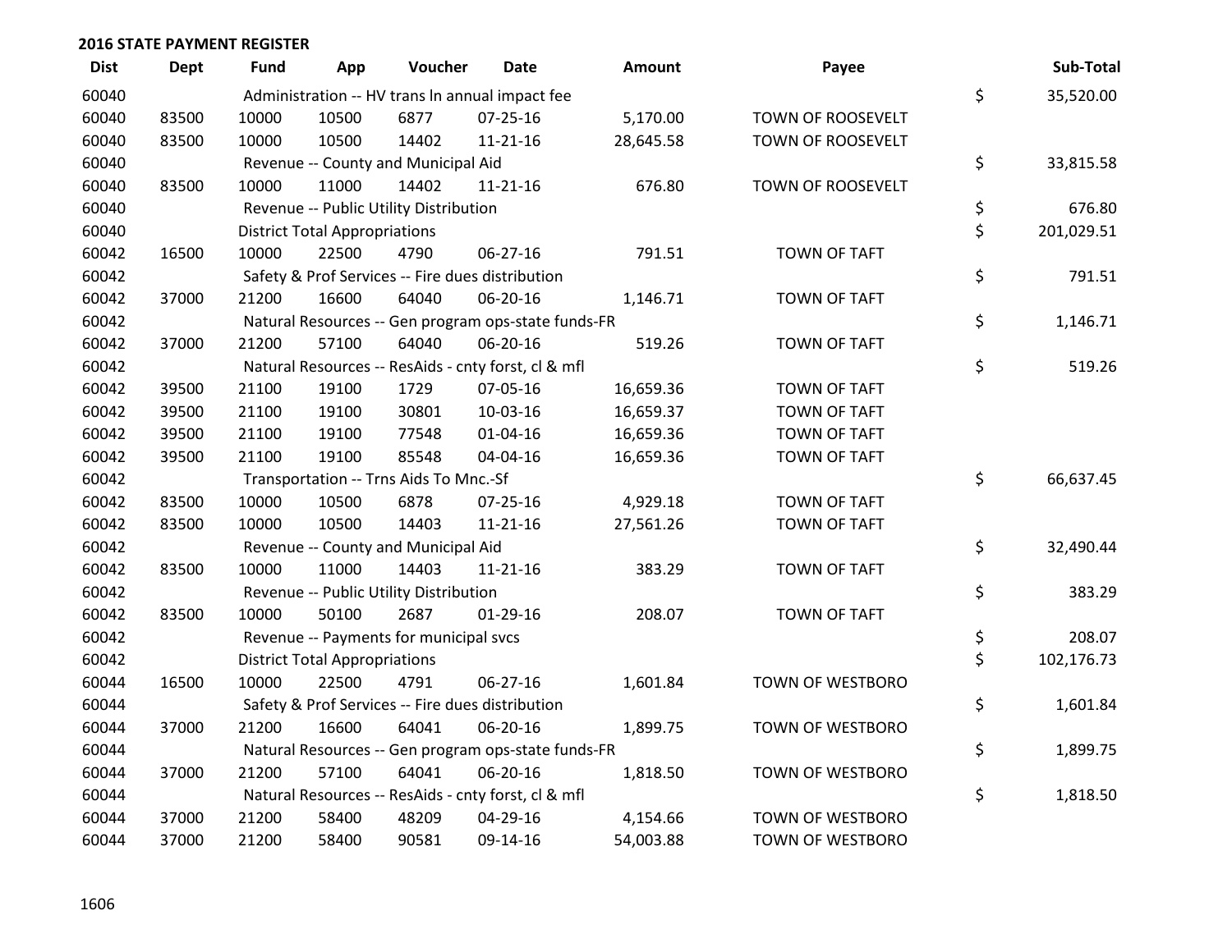**2016 STATE PAYMENT REGISTER**

| Dist | Dept | Fund | App | Voucher | Date | Amount | Payee | | Sub-Total |
|---|---|---|---|---|---|---|---|---|---|
| 60040 | | Administration -- HV trans ln annual impact fee | | | | | | $ | 35,520.00 |
| 60040 | 83500 | 10000 | 10500 | 6877 | 07-25-16 | 5,170.00 | TOWN OF ROOSEVELT | | |
| 60040 | 83500 | 10000 | 10500 | 14402 | 11-21-16 | 28,645.58 | TOWN OF ROOSEVELT | | |
| 60040 | | Revenue -- County and Municipal Aid | | | | | | $ | 33,815.58 |
| 60040 | 83500 | 10000 | 11000 | 14402 | 11-21-16 | 676.80 | TOWN OF ROOSEVELT | | |
| 60040 | | Revenue -- Public Utility Distribution | | | | | | $ | 676.80 |
| 60040 | | District Total Appropriations | | | | | | $ | 201,029.51 |
| 60042 | 16500 | 10000 | 22500 | 4790 | 06-27-16 | 791.51 | TOWN OF TAFT | | |
| 60042 | | Safety & Prof Services -- Fire dues distribution | | | | | | $ | 791.51 |
| 60042 | 37000 | 21200 | 16600 | 64040 | 06-20-16 | 1,146.71 | TOWN OF TAFT | | |
| 60042 | | Natural Resources -- Gen program ops-state funds-FR | | | | | | $ | 1,146.71 |
| 60042 | 37000 | 21200 | 57100 | 64040 | 06-20-16 | 519.26 | TOWN OF TAFT | | |
| 60042 | | Natural Resources -- ResAids - cnty forst, cl & mfl | | | | | | $ | 519.26 |
| 60042 | 39500 | 21100 | 19100 | 1729 | 07-05-16 | 16,659.36 | TOWN OF TAFT | | |
| 60042 | 39500 | 21100 | 19100 | 30801 | 10-03-16 | 16,659.37 | TOWN OF TAFT | | |
| 60042 | 39500 | 21100 | 19100 | 77548 | 01-04-16 | 16,659.36 | TOWN OF TAFT | | |
| 60042 | 39500 | 21100 | 19100 | 85548 | 04-04-16 | 16,659.36 | TOWN OF TAFT | | |
| 60042 | | Transportation -- Trns Aids To Mnc.-Sf | | | | | | $ | 66,637.45 |
| 60042 | 83500 | 10000 | 10500 | 6878 | 07-25-16 | 4,929.18 | TOWN OF TAFT | | |
| 60042 | 83500 | 10000 | 10500 | 14403 | 11-21-16 | 27,561.26 | TOWN OF TAFT | | |
| 60042 | | Revenue -- County and Municipal Aid | | | | | | $ | 32,490.44 |
| 60042 | 83500 | 10000 | 11000 | 14403 | 11-21-16 | 383.29 | TOWN OF TAFT | | |
| 60042 | | Revenue -- Public Utility Distribution | | | | | | $ | 383.29 |
| 60042 | 83500 | 10000 | 50100 | 2687 | 01-29-16 | 208.07 | TOWN OF TAFT | | |
| 60042 | | Revenue -- Payments for municipal svcs | | | | | | $ | 208.07 |
| 60042 | | District Total Appropriations | | | | | | $ | 102,176.73 |
| 60044 | 16500 | 10000 | 22500 | 4791 | 06-27-16 | 1,601.84 | TOWN OF WESTBORO | | |
| 60044 | | Safety & Prof Services -- Fire dues distribution | | | | | | $ | 1,601.84 |
| 60044 | 37000 | 21200 | 16600 | 64041 | 06-20-16 | 1,899.75 | TOWN OF WESTBORO | | |
| 60044 | | Natural Resources -- Gen program ops-state funds-FR | | | | | | $ | 1,899.75 |
| 60044 | 37000 | 21200 | 57100 | 64041 | 06-20-16 | 1,818.50 | TOWN OF WESTBORO | | |
| 60044 | | Natural Resources -- ResAids - cnty forst, cl & mfl | | | | | | $ | 1,818.50 |
| 60044 | 37000 | 21200 | 58400 | 48209 | 04-29-16 | 4,154.66 | TOWN OF WESTBORO | | |
| 60044 | 37000 | 21200 | 58400 | 90581 | 09-14-16 | 54,003.88 | TOWN OF WESTBORO | | |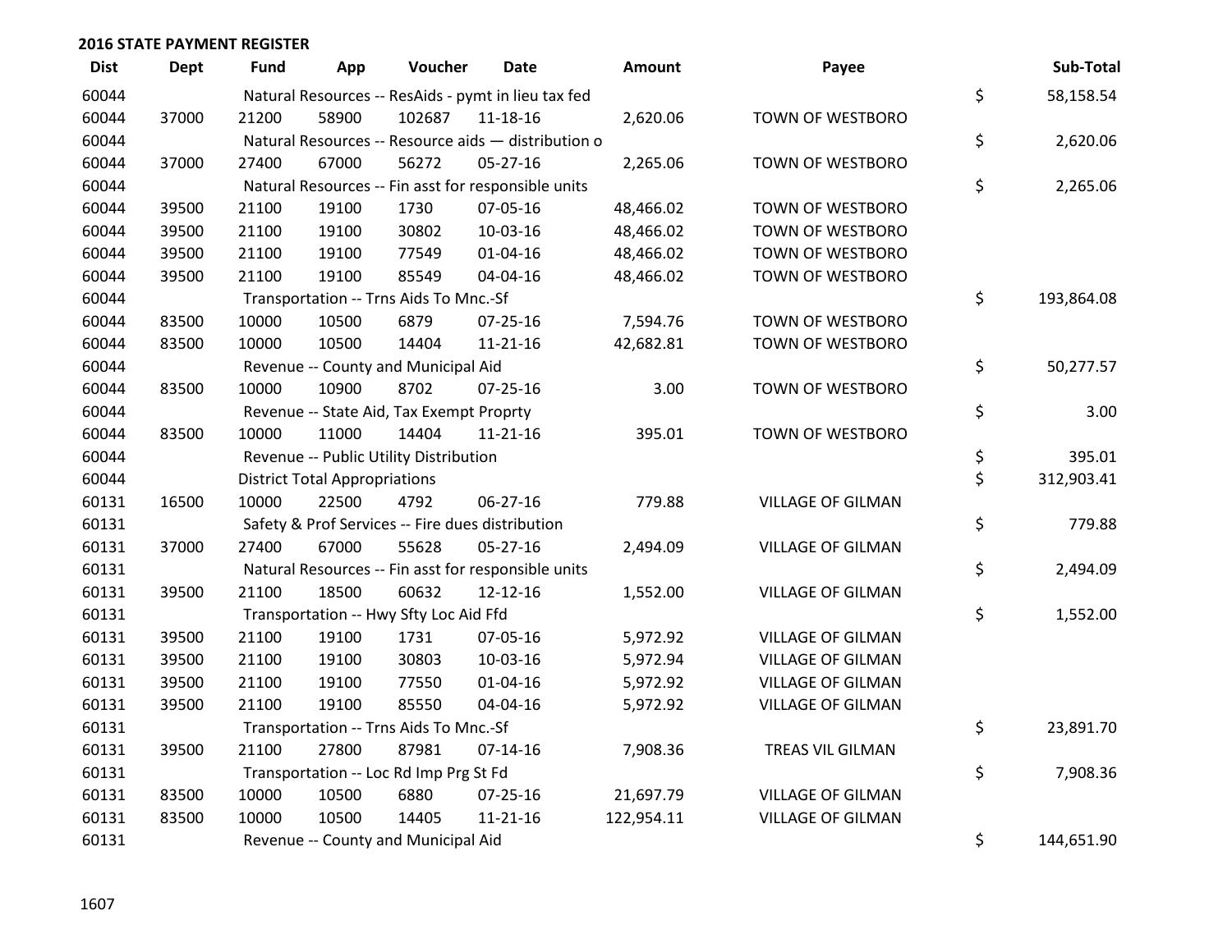**2016 STATE PAYMENT REGISTER**

| Dist | Dept | Fund | App | Voucher | Date | Amount | Payee | | Sub-Total |
|---|---|---|---|---|---|---|---|---|---|
| 60044 | | Natural Resources -- ResAids - pymt in lieu tax fed | | | | | | $ | 58,158.54 |
| 60044 | 37000 | 21200 | 58900 | 102687 | 11-18-16 | 2,620.06 | TOWN OF WESTBORO | | |
| 60044 | | Natural Resources -- Resource aids — distribution o | | | | | | $ | 2,620.06 |
| 60044 | 37000 | 27400 | 67000 | 56272 | 05-27-16 | 2,265.06 | TOWN OF WESTBORO | | |
| 60044 | | Natural Resources -- Fin asst for responsible units | | | | | | $ | 2,265.06 |
| 60044 | 39500 | 21100 | 19100 | 1730 | 07-05-16 | 48,466.02 | TOWN OF WESTBORO | | |
| 60044 | 39500 | 21100 | 19100 | 30802 | 10-03-16 | 48,466.02 | TOWN OF WESTBORO | | |
| 60044 | 39500 | 21100 | 19100 | 77549 | 01-04-16 | 48,466.02 | TOWN OF WESTBORO | | |
| 60044 | 39500 | 21100 | 19100 | 85549 | 04-04-16 | 48,466.02 | TOWN OF WESTBORO | | |
| 60044 | | Transportation -- Trns Aids To Mnc.-Sf | | | | | | $ | 193,864.08 |
| 60044 | 83500 | 10000 | 10500 | 6879 | 07-25-16 | 7,594.76 | TOWN OF WESTBORO | | |
| 60044 | 83500 | 10000 | 10500 | 14404 | 11-21-16 | 42,682.81 | TOWN OF WESTBORO | | |
| 60044 | | Revenue -- County and Municipal Aid | | | | | | $ | 50,277.57 |
| 60044 | 83500 | 10000 | 10900 | 8702 | 07-25-16 | 3.00 | TOWN OF WESTBORO | | |
| 60044 | | Revenue -- State Aid, Tax Exempt Proprty | | | | | | $ | 3.00 |
| 60044 | 83500 | 10000 | 11000 | 14404 | 11-21-16 | 395.01 | TOWN OF WESTBORO | | |
| 60044 | | Revenue -- Public Utility Distribution | | | | | | $ | 395.01 |
| 60044 | | District Total Appropriations | | | | | | $ | 312,903.41 |
| 60131 | 16500 | 10000 | 22500 | 4792 | 06-27-16 | 779.88 | VILLAGE OF GILMAN | | |
| 60131 | | Safety & Prof Services -- Fire dues distribution | | | | | | $ | 779.88 |
| 60131 | 37000 | 27400 | 67000 | 55628 | 05-27-16 | 2,494.09 | VILLAGE OF GILMAN | | |
| 60131 | | Natural Resources -- Fin asst for responsible units | | | | | | $ | 2,494.09 |
| 60131 | 39500 | 21100 | 18500 | 60632 | 12-12-16 | 1,552.00 | VILLAGE OF GILMAN | | |
| 60131 | | Transportation -- Hwy Sfty Loc Aid Ffd | | | | | | $ | 1,552.00 |
| 60131 | 39500 | 21100 | 19100 | 1731 | 07-05-16 | 5,972.92 | VILLAGE OF GILMAN | | |
| 60131 | 39500 | 21100 | 19100 | 30803 | 10-03-16 | 5,972.94 | VILLAGE OF GILMAN | | |
| 60131 | 39500 | 21100 | 19100 | 77550 | 01-04-16 | 5,972.92 | VILLAGE OF GILMAN | | |
| 60131 | 39500 | 21100 | 19100 | 85550 | 04-04-16 | 5,972.92 | VILLAGE OF GILMAN | | |
| 60131 | | Transportation -- Trns Aids To Mnc.-Sf | | | | | | $ | 23,891.70 |
| 60131 | 39500 | 21100 | 27800 | 87981 | 07-14-16 | 7,908.36 | TREAS VIL GILMAN | | |
| 60131 | | Transportation -- Loc Rd Imp Prg St Fd | | | | | | $ | 7,908.36 |
| 60131 | 83500 | 10000 | 10500 | 6880 | 07-25-16 | 21,697.79 | VILLAGE OF GILMAN | | |
| 60131 | 83500 | 10000 | 10500 | 14405 | 11-21-16 | 122,954.11 | VILLAGE OF GILMAN | | |
| 60131 | | Revenue -- County and Municipal Aid | | | | | | $ | 144,651.90 |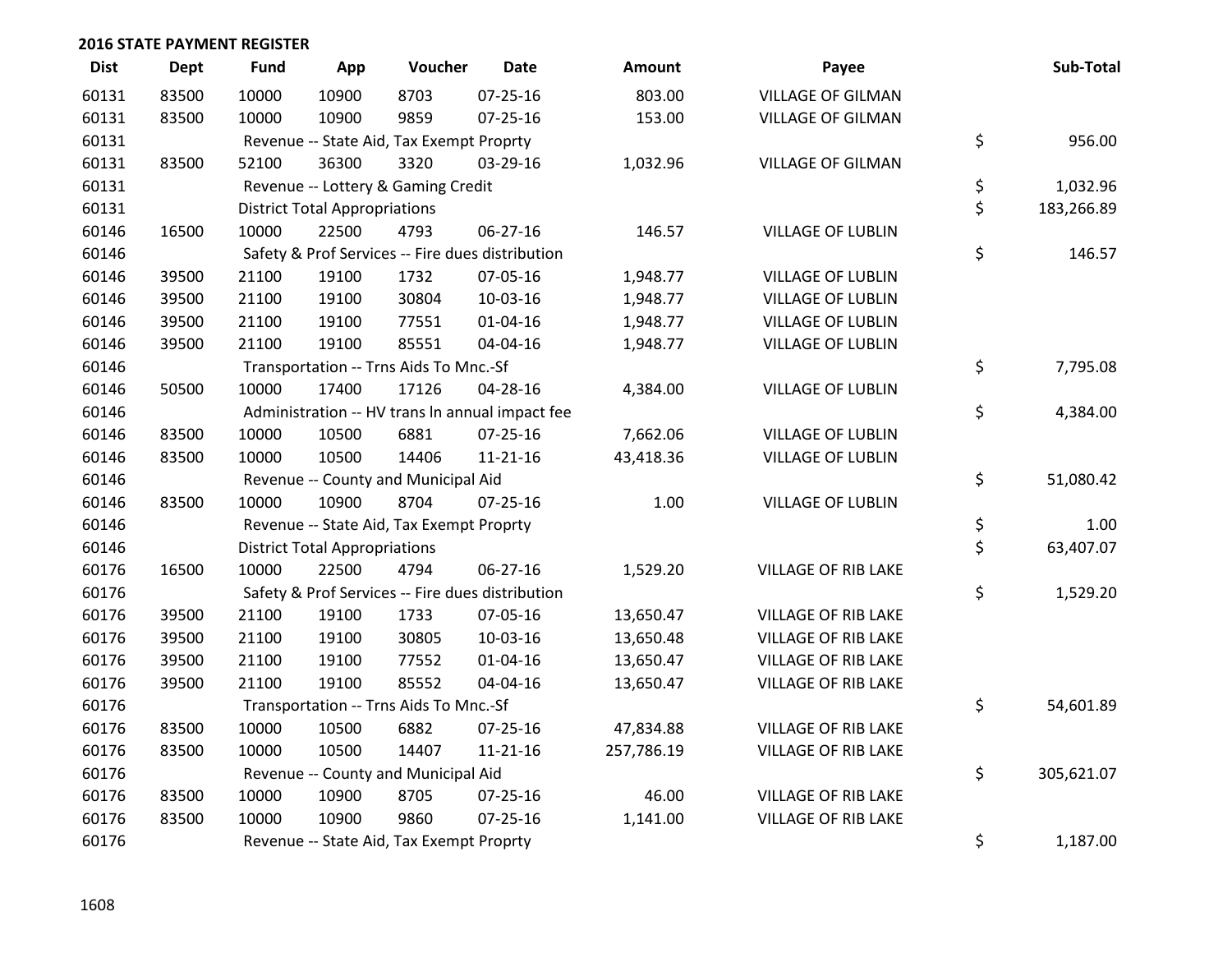## 2016 STATE PAYMENT REGISTER

| Dist | Dept | Fund | App | Voucher | Date | Amount | Payee | Sub-Total |
|---|---|---|---|---|---|---|---|---|
| 60131 | 83500 | 10000 | 10900 | 8703 | 07-25-16 | 803.00 | VILLAGE OF GILMAN | |
| 60131 | 83500 | 10000 | 10900 | 9859 | 07-25-16 | 153.00 | VILLAGE OF GILMAN | |
| 60131 | | Revenue -- State Aid, Tax Exempt Proprty | | | | | | $ 956.00 |
| 60131 | 83500 | 52100 | 36300 | 3320 | 03-29-16 | 1,032.96 | VILLAGE OF GILMAN | |
| 60131 | | Revenue -- Lottery & Gaming Credit | | | | | | $ 1,032.96 |
| 60131 | | District Total Appropriations | | | | | | $ 183,266.89 |
| 60146 | 16500 | 10000 | 22500 | 4793 | 06-27-16 | 146.57 | VILLAGE OF LUBLIN | |
| 60146 | | Safety & Prof Services -- Fire dues distribution | | | | | | $ 146.57 |
| 60146 | 39500 | 21100 | 19100 | 1732 | 07-05-16 | 1,948.77 | VILLAGE OF LUBLIN | |
| 60146 | 39500 | 21100 | 19100 | 30804 | 10-03-16 | 1,948.77 | VILLAGE OF LUBLIN | |
| 60146 | 39500 | 21100 | 19100 | 77551 | 01-04-16 | 1,948.77 | VILLAGE OF LUBLIN | |
| 60146 | 39500 | 21100 | 19100 | 85551 | 04-04-16 | 1,948.77 | VILLAGE OF LUBLIN | |
| 60146 | | Transportation -- Trns Aids To Mnc.-Sf | | | | | | $ 7,795.08 |
| 60146 | 50500 | 10000 | 17400 | 17126 | 04-28-16 | 4,384.00 | VILLAGE OF LUBLIN | |
| 60146 | | Administration -- HV trans ln annual impact fee | | | | | | $ 4,384.00 |
| 60146 | 83500 | 10000 | 10500 | 6881 | 07-25-16 | 7,662.06 | VILLAGE OF LUBLIN | |
| 60146 | 83500 | 10000 | 10500 | 14406 | 11-21-16 | 43,418.36 | VILLAGE OF LUBLIN | |
| 60146 | | Revenue -- County and Municipal Aid | | | | | | $ 51,080.42 |
| 60146 | 83500 | 10000 | 10900 | 8704 | 07-25-16 | 1.00 | VILLAGE OF LUBLIN | |
| 60146 | | Revenue -- State Aid, Tax Exempt Proprty | | | | | | $ 1.00 |
| 60146 | | District Total Appropriations | | | | | | $ 63,407.07 |
| 60176 | 16500 | 10000 | 22500 | 4794 | 06-27-16 | 1,529.20 | VILLAGE OF RIB LAKE | |
| 60176 | | Safety & Prof Services -- Fire dues distribution | | | | | | $ 1,529.20 |
| 60176 | 39500 | 21100 | 19100 | 1733 | 07-05-16 | 13,650.47 | VILLAGE OF RIB LAKE | |
| 60176 | 39500 | 21100 | 19100 | 30805 | 10-03-16 | 13,650.48 | VILLAGE OF RIB LAKE | |
| 60176 | 39500 | 21100 | 19100 | 77552 | 01-04-16 | 13,650.47 | VILLAGE OF RIB LAKE | |
| 60176 | 39500 | 21100 | 19100 | 85552 | 04-04-16 | 13,650.47 | VILLAGE OF RIB LAKE | |
| 60176 | | Transportation -- Trns Aids To Mnc.-Sf | | | | | | $ 54,601.89 |
| 60176 | 83500 | 10000 | 10500 | 6882 | 07-25-16 | 47,834.88 | VILLAGE OF RIB LAKE | |
| 60176 | 83500 | 10000 | 10500 | 14407 | 11-21-16 | 257,786.19 | VILLAGE OF RIB LAKE | |
| 60176 | | Revenue -- County and Municipal Aid | | | | | | $ 305,621.07 |
| 60176 | 83500 | 10000 | 10900 | 8705 | 07-25-16 | 46.00 | VILLAGE OF RIB LAKE | |
| 60176 | 83500 | 10000 | 10900 | 9860 | 07-25-16 | 1,141.00 | VILLAGE OF RIB LAKE | |
| 60176 | | Revenue -- State Aid, Tax Exempt Proprty | | | | | | $ 1,187.00 |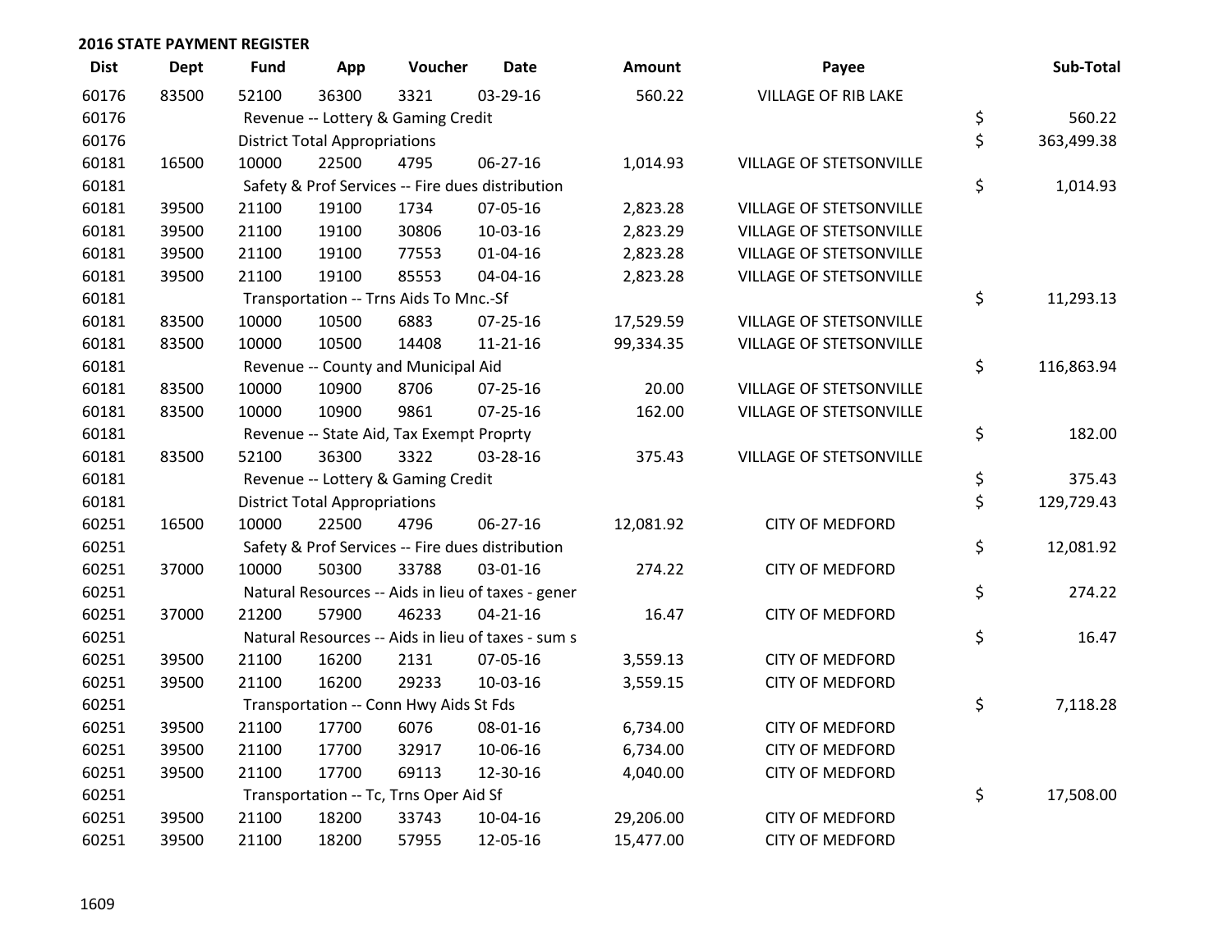## 2016 STATE PAYMENT REGISTER

| Dist | Dept | Fund | App | Voucher | Date | Amount | Payee | Sub-Total |
|---|---|---|---|---|---|---|---|---|
| 60176 | 83500 | 52100 | 36300 | 3321 | 03-29-16 | 560.22 | VILLAGE OF RIB LAKE | |
| 60176 | | Revenue -- Lottery & Gaming Credit | | | | | | $ 560.22 |
| 60176 | | District Total Appropriations | | | | | | $ 363,499.38 |
| 60181 | 16500 | 10000 | 22500 | 4795 | 06-27-16 | 1,014.93 | VILLAGE OF STETSONVILLE | |
| 60181 | | Safety & Prof Services -- Fire dues distribution | | | | | | $ 1,014.93 |
| 60181 | 39500 | 21100 | 19100 | 1734 | 07-05-16 | 2,823.28 | VILLAGE OF STETSONVILLE | |
| 60181 | 39500 | 21100 | 19100 | 30806 | 10-03-16 | 2,823.29 | VILLAGE OF STETSONVILLE | |
| 60181 | 39500 | 21100 | 19100 | 77553 | 01-04-16 | 2,823.28 | VILLAGE OF STETSONVILLE | |
| 60181 | 39500 | 21100 | 19100 | 85553 | 04-04-16 | 2,823.28 | VILLAGE OF STETSONVILLE | |
| 60181 | | Transportation -- Trns Aids To Mnc.-Sf | | | | | | $ 11,293.13 |
| 60181 | 83500 | 10000 | 10500 | 6883 | 07-25-16 | 17,529.59 | VILLAGE OF STETSONVILLE | |
| 60181 | 83500 | 10000 | 10500 | 14408 | 11-21-16 | 99,334.35 | VILLAGE OF STETSONVILLE | |
| 60181 | | Revenue -- County and Municipal Aid | | | | | | $ 116,863.94 |
| 60181 | 83500 | 10000 | 10900 | 8706 | 07-25-16 | 20.00 | VILLAGE OF STETSONVILLE | |
| 60181 | 83500 | 10000 | 10900 | 9861 | 07-25-16 | 162.00 | VILLAGE OF STETSONVILLE | |
| 60181 | | Revenue -- State Aid, Tax Exempt Proprty | | | | | | $ 182.00 |
| 60181 | 83500 | 52100 | 36300 | 3322 | 03-28-16 | 375.43 | VILLAGE OF STETSONVILLE | |
| 60181 | | Revenue -- Lottery & Gaming Credit | | | | | | $ 375.43 |
| 60181 | | District Total Appropriations | | | | | | $ 129,729.43 |
| 60251 | 16500 | 10000 | 22500 | 4796 | 06-27-16 | 12,081.92 | CITY OF MEDFORD | |
| 60251 | | Safety & Prof Services -- Fire dues distribution | | | | | | $ 12,081.92 |
| 60251 | 37000 | 10000 | 50300 | 33788 | 03-01-16 | 274.22 | CITY OF MEDFORD | |
| 60251 | | Natural Resources -- Aids in lieu of taxes - gener | | | | | | $ 274.22 |
| 60251 | 37000 | 21200 | 57900 | 46233 | 04-21-16 | 16.47 | CITY OF MEDFORD | |
| 60251 | | Natural Resources -- Aids in lieu of taxes - sum s | | | | | | $ 16.47 |
| 60251 | 39500 | 21100 | 16200 | 2131 | 07-05-16 | 3,559.13 | CITY OF MEDFORD | |
| 60251 | 39500 | 21100 | 16200 | 29233 | 10-03-16 | 3,559.15 | CITY OF MEDFORD | |
| 60251 | | Transportation -- Conn Hwy Aids St Fds | | | | | | $ 7,118.28 |
| 60251 | 39500 | 21100 | 17700 | 6076 | 08-01-16 | 6,734.00 | CITY OF MEDFORD | |
| 60251 | 39500 | 21100 | 17700 | 32917 | 10-06-16 | 6,734.00 | CITY OF MEDFORD | |
| 60251 | 39500 | 21100 | 17700 | 69113 | 12-30-16 | 4,040.00 | CITY OF MEDFORD | |
| 60251 | | Transportation -- Tc, Trns Oper Aid Sf | | | | | | $ 17,508.00 |
| 60251 | 39500 | 21100 | 18200 | 33743 | 10-04-16 | 29,206.00 | CITY OF MEDFORD | |
| 60251 | 39500 | 21100 | 18200 | 57955 | 12-05-16 | 15,477.00 | CITY OF MEDFORD | |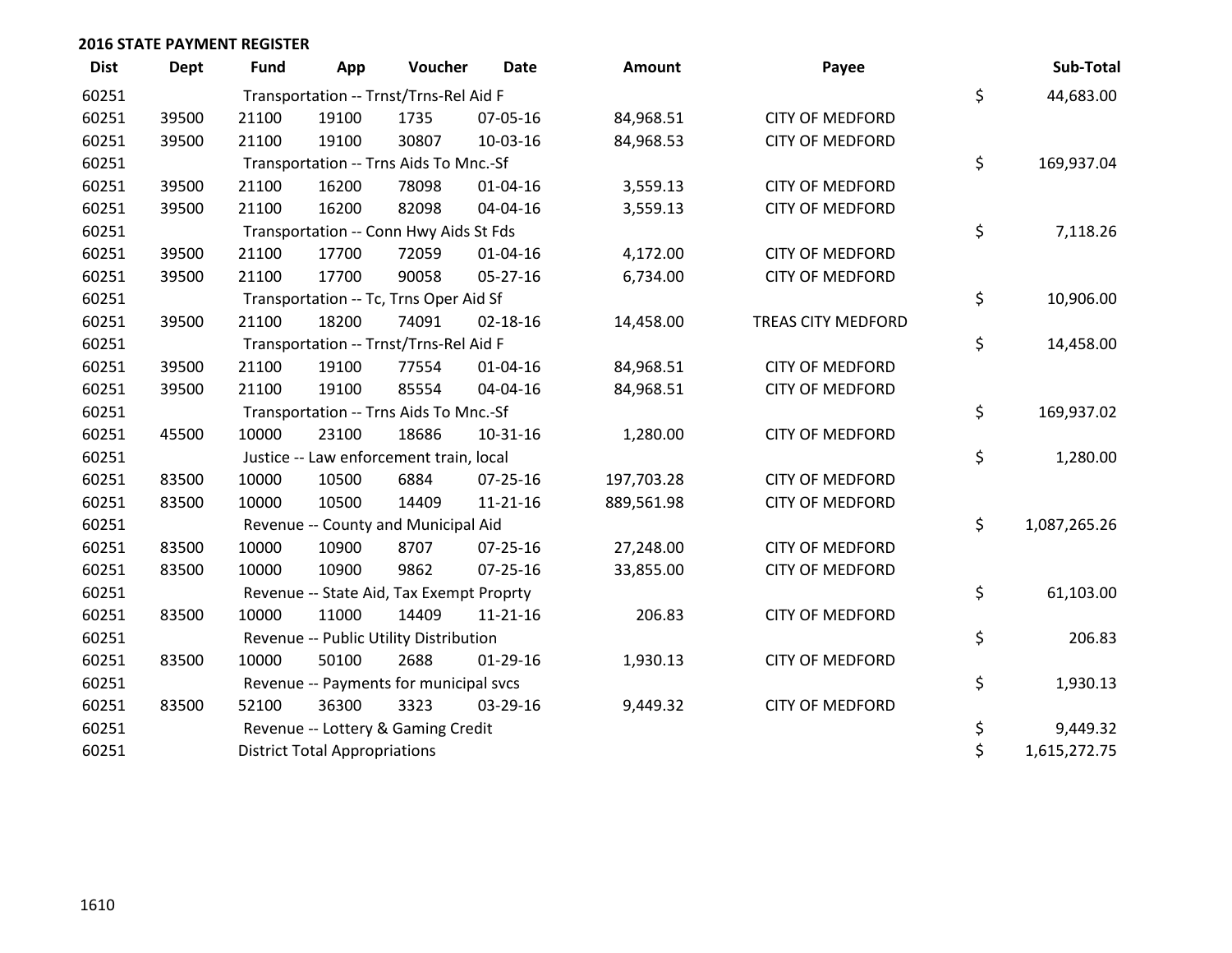## 2016 STATE PAYMENT REGISTER

| Dist | Dept | Fund | App | Voucher | Date | Amount | Payee | | Sub-Total |
|---|---|---|---|---|---|---|---|---|---|
| 60251 | | Transportation -- Trnst/Trns-Rel Aid F | | | | | | $ | 44,683.00 |
| 60251 | 39500 | 21100 | 19100 | 1735 | 07-05-16 | 84,968.51 | CITY OF MEDFORD | | |
| 60251 | 39500 | 21100 | 19100 | 30807 | 10-03-16 | 84,968.53 | CITY OF MEDFORD | | |
| 60251 | | Transportation -- Trns Aids To Mnc.-Sf | | | | | | $ | 169,937.04 |
| 60251 | 39500 | 21100 | 16200 | 78098 | 01-04-16 | 3,559.13 | CITY OF MEDFORD | | |
| 60251 | 39500 | 21100 | 16200 | 82098 | 04-04-16 | 3,559.13 | CITY OF MEDFORD | | |
| 60251 | | Transportation -- Conn Hwy Aids St Fds | | | | | | $ | 7,118.26 |
| 60251 | 39500 | 21100 | 17700 | 72059 | 01-04-16 | 4,172.00 | CITY OF MEDFORD | | |
| 60251 | 39500 | 21100 | 17700 | 90058 | 05-27-16 | 6,734.00 | CITY OF MEDFORD | | |
| 60251 | | Transportation -- Tc, Trns Oper Aid Sf | | | | | | $ | 10,906.00 |
| 60251 | 39500 | 21100 | 18200 | 74091 | 02-18-16 | 14,458.00 | TREAS CITY MEDFORD | | |
| 60251 | | Transportation -- Trnst/Trns-Rel Aid F | | | | | | $ | 14,458.00 |
| 60251 | 39500 | 21100 | 19100 | 77554 | 01-04-16 | 84,968.51 | CITY OF MEDFORD | | |
| 60251 | 39500 | 21100 | 19100 | 85554 | 04-04-16 | 84,968.51 | CITY OF MEDFORD | | |
| 60251 | | Transportation -- Trns Aids To Mnc.-Sf | | | | | | $ | 169,937.02 |
| 60251 | 45500 | 10000 | 23100 | 18686 | 10-31-16 | 1,280.00 | CITY OF MEDFORD | | |
| 60251 | | Justice -- Law enforcement train, local | | | | | | $ | 1,280.00 |
| 60251 | 83500 | 10000 | 10500 | 6884 | 07-25-16 | 197,703.28 | CITY OF MEDFORD | | |
| 60251 | 83500 | 10000 | 10500 | 14409 | 11-21-16 | 889,561.98 | CITY OF MEDFORD | | |
| 60251 | | Revenue -- County and Municipal Aid | | | | | | $ | 1,087,265.26 |
| 60251 | 83500 | 10000 | 10900 | 8707 | 07-25-16 | 27,248.00 | CITY OF MEDFORD | | |
| 60251 | 83500 | 10000 | 10900 | 9862 | 07-25-16 | 33,855.00 | CITY OF MEDFORD | | |
| 60251 | | Revenue -- State Aid, Tax Exempt Proprty | | | | | | $ | 61,103.00 |
| 60251 | 83500 | 10000 | 11000 | 14409 | 11-21-16 | 206.83 | CITY OF MEDFORD | | |
| 60251 | | Revenue -- Public Utility Distribution | | | | | | $ | 206.83 |
| 60251 | 83500 | 10000 | 50100 | 2688 | 01-29-16 | 1,930.13 | CITY OF MEDFORD | | |
| 60251 | | Revenue -- Payments for municipal svcs | | | | | | $ | 1,930.13 |
| 60251 | 83500 | 52100 | 36300 | 3323 | 03-29-16 | 9,449.32 | CITY OF MEDFORD | | |
| 60251 | | Revenue -- Lottery & Gaming Credit | | | | | | $ | 9,449.32 |
| 60251 | | District Total Appropriations | | | | | | $ | 1,615,272.75 |